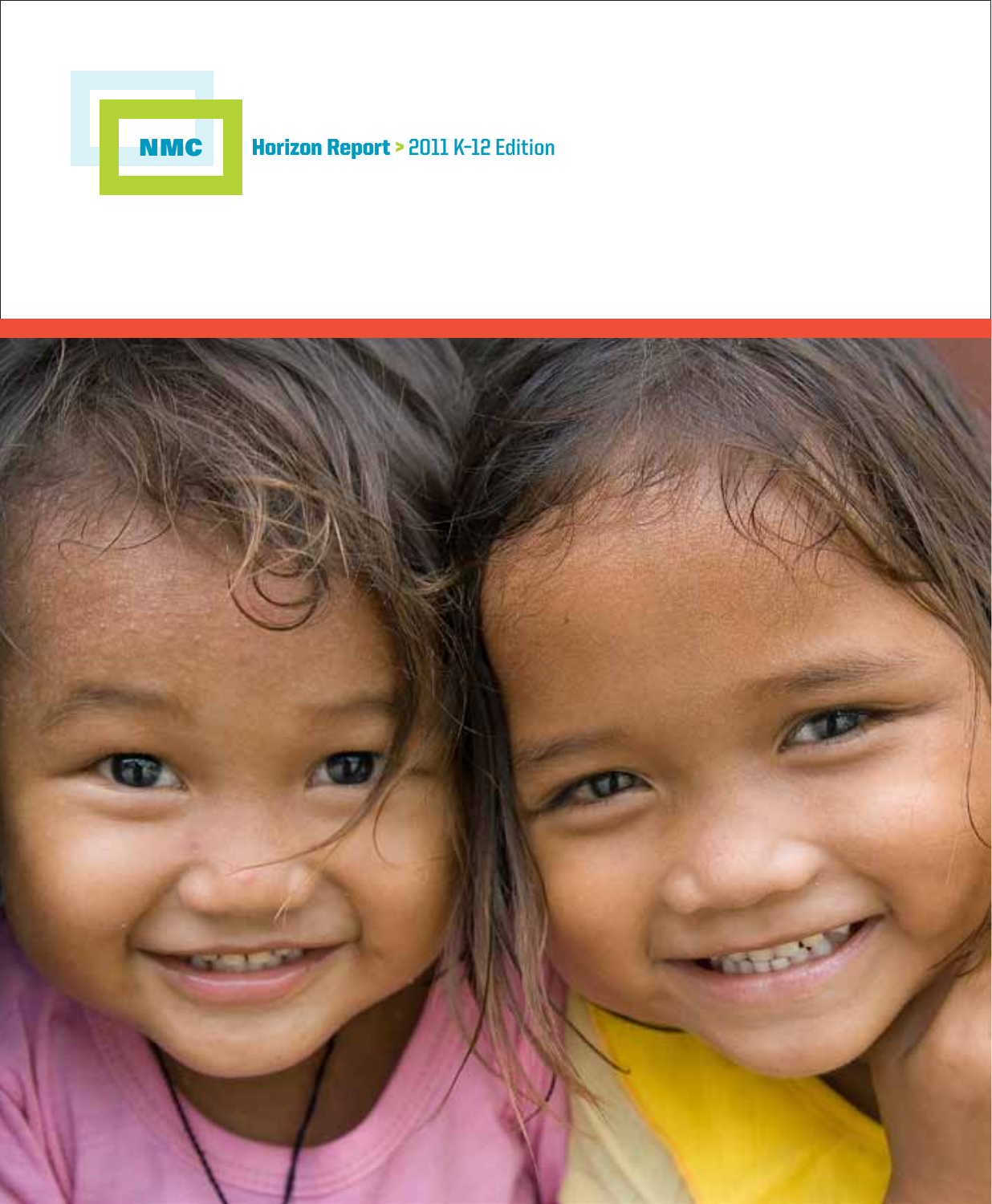NMC

# Horizon Report > 2011 K-12 Edition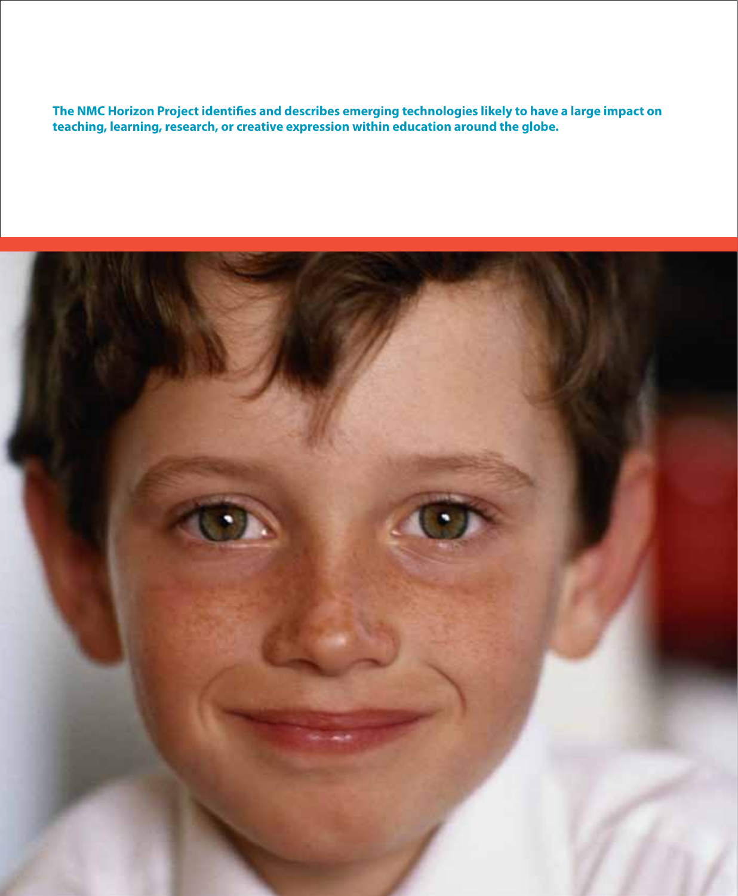**The NMC Horizon Project identifies and describes emerging technologies likely to have a large impact on teaching, learning, research, or creative expression within education around the globe.**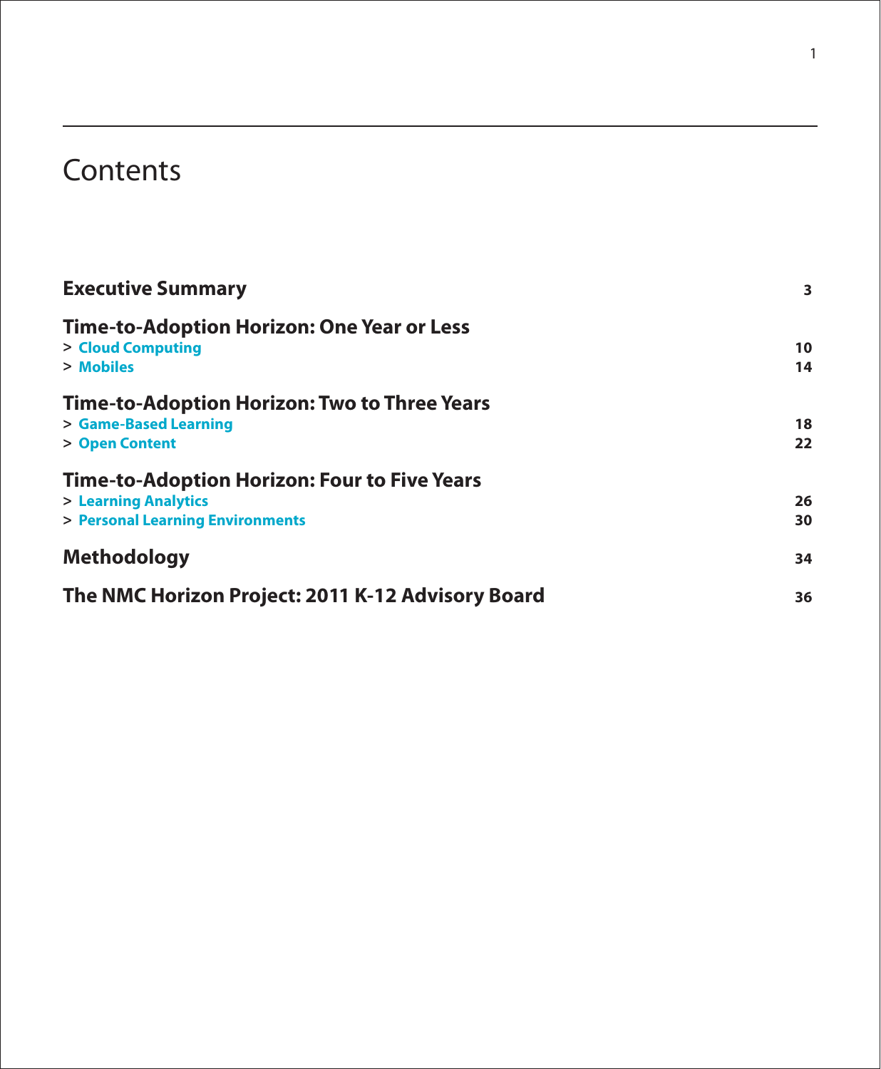# Contents

| | |
|---|---|
| **Executive Summary** | **3** |
| **Time-to-Adoption Horizon: One Year or Less** | |
| > **Cloud Computing** | **10** |
| > **Mobiles** | **14** |
| **Time-to-Adoption Horizon: Two to Three Years** | |
| > **Game-Based Learning** | **18** |
| > **Open Content** | **22** |
| **Time-to-Adoption Horizon: Four to Five Years** | |
| > **Learning Analytics** | **26** |
| > **Personal Learning Environments** | **30** |
| **Methodology** | **34** |
| **The NMC Horizon Project: 2011 K-12 Advisory Board** | **36** |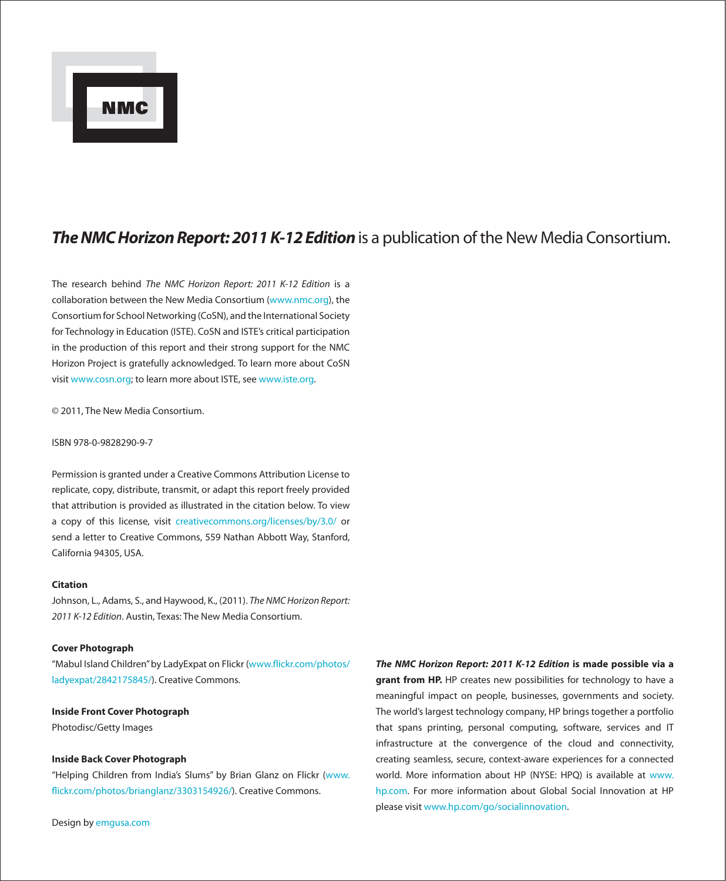NMC

***The NMC Horizon Report: 2011 K-12 Edition*** is a publication of the New Media Consortium.

The research behind *The NMC Horizon Report: 2011 K-12 Edition* is a collaboration between the New Media Consortium (www.nmc.org), the Consortium for School Networking (CoSN), and the International Society for Technology in Education (ISTE). CoSN and ISTE's critical participation in the production of this report and their strong support for the NMC Horizon Project is gratefully acknowledged. To learn more about CoSN visit www.cosn.org; to learn more about ISTE, see www.iste.org.

© 2011, The New Media Consortium.

ISBN 978-0-9828290-9-7

Permission is granted under a Creative Commons Attribution License to replicate, copy, distribute, transmit, or adapt this report freely provided that attribution is provided as illustrated in the citation below. To view a copy of this license, visit creativecommons.org/licenses/by/3.0/ or send a letter to Creative Commons, 559 Nathan Abbott Way, Stanford, California 94305, USA.

**Citation**

Johnson, L., Adams, S., and Haywood, K., (2011). *The NMC Horizon Report: 2011 K-12 Edition*. Austin, Texas: The New Media Consortium.

**Cover Photograph**

"Mabul Island Children" by LadyExpat on Flickr (www.flickr.com/photos/ladyexpat/2842175845/). Creative Commons.

**Inside Front Cover Photograph**

Photodisc/Getty Images

**Inside Back Cover Photograph**

"Helping Children from India's Slums" by Brian Glanz on Flickr (www.flickr.com/photos/brianglanz/3303154926/). Creative Commons.

Design by emgusa.com

***The NMC Horizon Report: 2011 K-12 Edition* is made possible via a grant from HP.** HP creates new possibilities for technology to have a meaningful impact on people, businesses, governments and society. The world's largest technology company, HP brings together a portfolio that spans printing, personal computing, software, services and IT infrastructure at the convergence of the cloud and connectivity, creating seamless, secure, context-aware experiences for a connected world. More information about HP (NYSE: HPQ) is available at www.hp.com. For more information about Global Social Innovation at HP please visit www.hp.com/go/socialinnovation.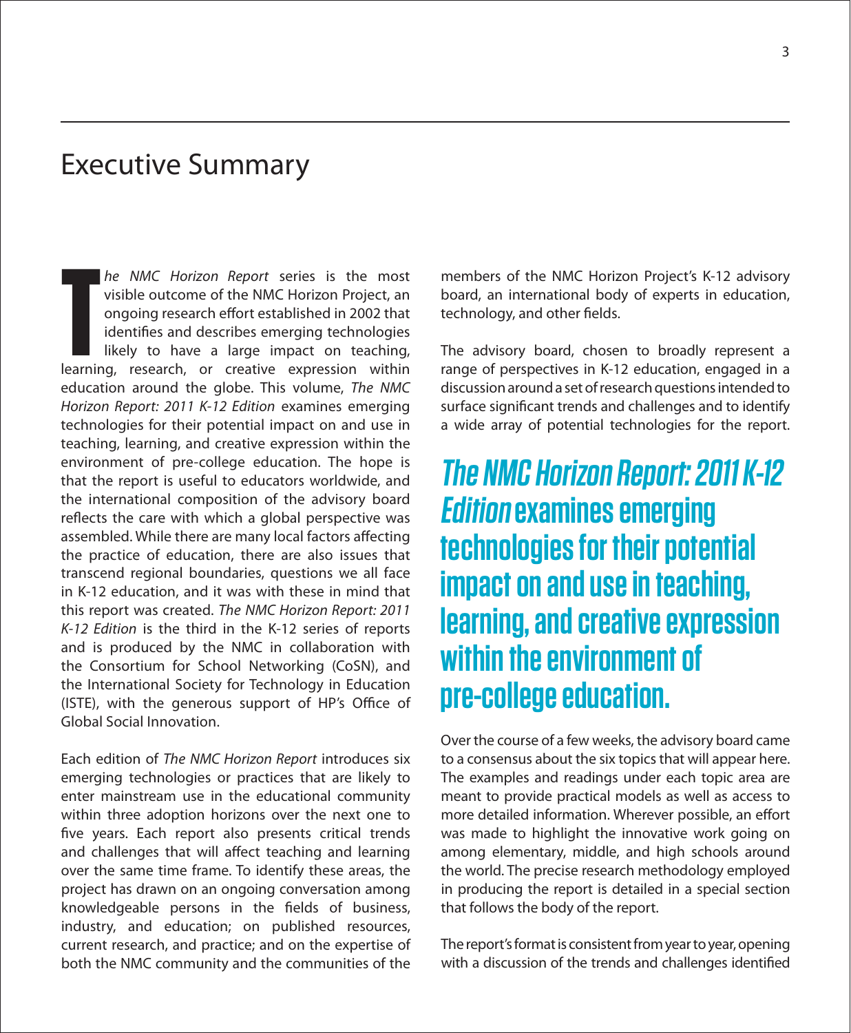# Executive Summary

*The NMC Horizon Report* series is the most visible outcome of the NMC Horizon Project, an ongoing research effort established in 2002 that identifies and describes emerging technologies likely to have a large impact on teaching, learning, research, or creative expression within education around the globe. This volume, *The NMC Horizon Report: 2011 K-12 Edition* examines emerging technologies for their potential impact on and use in teaching, learning, and creative expression within the environment of pre-college education. The hope is that the report is useful to educators worldwide, and the international composition of the advisory board reflects the care with which a global perspective was assembled. While there are many local factors affecting the practice of education, there are also issues that transcend regional boundaries, questions we all face in K-12 education, and it was with these in mind that this report was created. *The NMC Horizon Report: 2011 K-12 Edition* is the third in the K-12 series of reports and is produced by the NMC in collaboration with the Consortium for School Networking (CoSN), and the International Society for Technology in Education (ISTE), with the generous support of HP's Office of Global Social Innovation.

Each edition of *The NMC Horizon Report* introduces six emerging technologies or practices that are likely to enter mainstream use in the educational community within three adoption horizons over the next one to five years. Each report also presents critical trends and challenges that will affect teaching and learning over the same time frame. To identify these areas, the project has drawn on an ongoing conversation among knowledgeable persons in the fields of business, industry, and education; on published resources, current research, and practice; and on the expertise of both the NMC community and the communities of the members of the NMC Horizon Project's K-12 advisory board, an international body of experts in education, technology, and other fields.

The advisory board, chosen to broadly represent a range of perspectives in K-12 education, engaged in a discussion around a set of research questions intended to surface significant trends and challenges and to identify a wide array of potential technologies for the report.

> ***The NMC Horizon Report: 2011 K-12 Edition* examines emerging technologies for their potential impact on and use in teaching, learning, and creative expression within the environment of pre-college education.**

Over the course of a few weeks, the advisory board came to a consensus about the six topics that will appear here. The examples and readings under each topic area are meant to provide practical models as well as access to more detailed information. Wherever possible, an effort was made to highlight the innovative work going on among elementary, middle, and high schools around the world. The precise research methodology employed in producing the report is detailed in a special section that follows the body of the report.

The report's format is consistent from year to year, opening with a discussion of the trends and challenges identified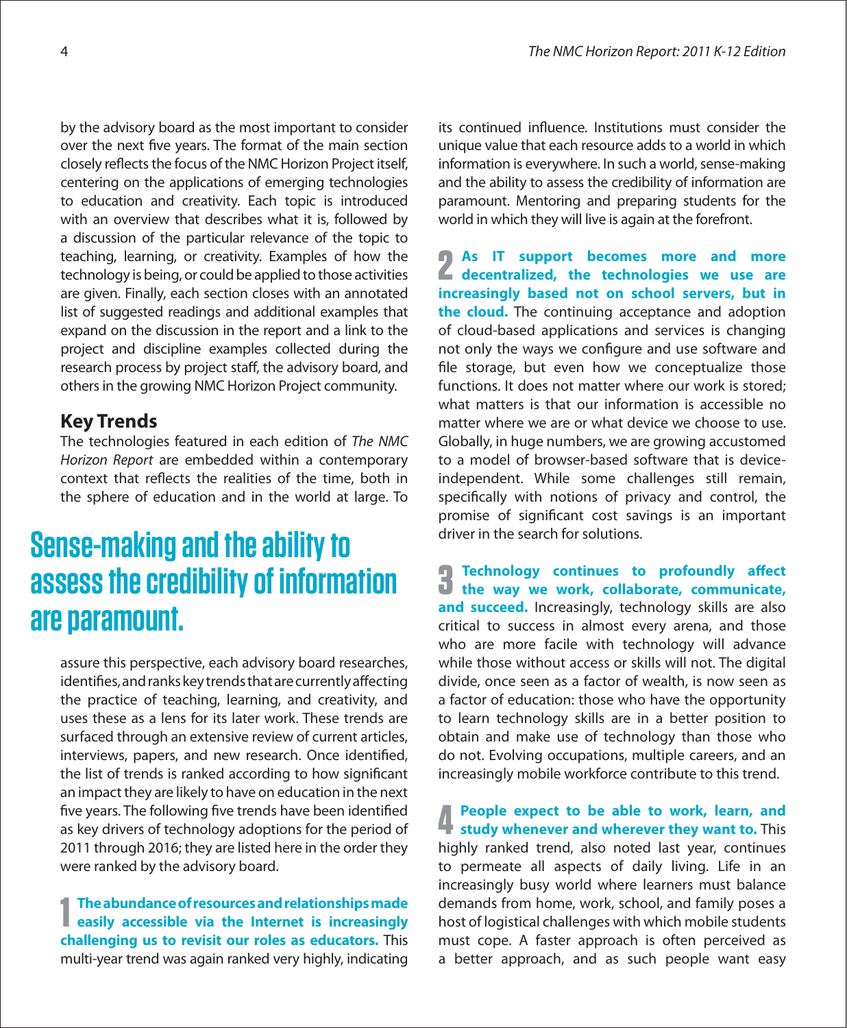by the advisory board as the most important to consider over the next five years. The format of the main section closely reflects the focus of the NMC Horizon Project itself, centering on the applications of emerging technologies to education and creativity. Each topic is introduced with an overview that describes what it is, followed by a discussion of the particular relevance of the topic to teaching, learning, or creativity. Examples of how the technology is being, or could be applied to those activities are given. Finally, each section closes with an annotated list of suggested readings and additional examples that expand on the discussion in the report and a link to the project and discipline examples collected during the research process by project staff, the advisory board, and others in the growing NMC Horizon Project community.

## Key Trends

The technologies featured in each edition of *The NMC Horizon Report* are embedded within a contemporary context that reflects the realities of the time, both in the sphere of education and in the world at large. To assure this perspective, each advisory board researches, identifies, and ranks key trends that are currently affecting the practice of teaching, learning, and creativity, and uses these as a lens for its later work. These trends are surfaced through an extensive review of current articles, interviews, papers, and new research. Once identified, the list of trends is ranked according to how significant an impact they are likely to have on education in the next five years. The following five trends have been identified as key drivers of technology adoptions for the period of 2011 through 2016; they are listed here in the order they were ranked by the advisory board.

> **Sense-making and the ability to assess the credibility of information are paramount.**

1 **The abundance of resources and relationships made easily accessible via the Internet is increasingly challenging us to revisit our roles as educators.** This multi-year trend was again ranked very highly, indicating its continued influence. Institutions must consider the unique value that each resource adds to a world in which information is everywhere. In such a world, sense-making and the ability to assess the credibility of information are paramount. Mentoring and preparing students for the world in which they will live is again at the forefront.

2 **As IT support becomes more and more decentralized, the technologies we use are increasingly based not on school servers, but in the cloud.** The continuing acceptance and adoption of cloud-based applications and services is changing not only the ways we configure and use software and file storage, but even how we conceptualize those functions. It does not matter where our work is stored; what matters is that our information is accessible no matter where we are or what device we choose to use. Globally, in huge numbers, we are growing accustomed to a model of browser-based software that is device-independent. While some challenges still remain, specifically with notions of privacy and control, the promise of significant cost savings is an important driver in the search for solutions.

3 **Technology continues to profoundly affect the way we work, collaborate, communicate, and succeed.** Increasingly, technology skills are also critical to success in almost every arena, and those who are more facile with technology will advance while those without access or skills will not. The digital divide, once seen as a factor of wealth, is now seen as a factor of education: those who have the opportunity to learn technology skills are in a better position to obtain and make use of technology than those who do not. Evolving occupations, multiple careers, and an increasingly mobile workforce contribute to this trend.

4 **People expect to be able to work, learn, and study whenever and wherever they want to.** This highly ranked trend, also noted last year, continues to permeate all aspects of daily living. Life in an increasingly busy world where learners must balance demands from home, work, school, and family poses a host of logistical challenges with which mobile students must cope. A faster approach is often perceived as a better approach, and as such people want easy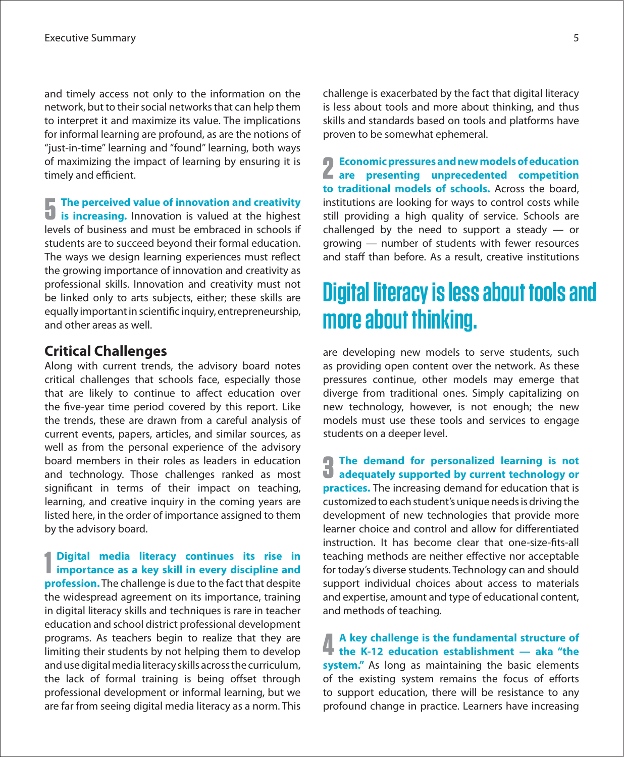and timely access not only to the information on the network, but to their social networks that can help them to interpret it and maximize its value. The implications for informal learning are profound, as are the notions of "just-in-time" learning and "found" learning, both ways of maximizing the impact of learning by ensuring it is timely and efficient.

**5 The perceived value of innovation and creativity is increasing.** Innovation is valued at the highest levels of business and must be embraced in schools if students are to succeed beyond their formal education. The ways we design learning experiences must reflect the growing importance of innovation and creativity as professional skills. Innovation and creativity must not be linked only to arts subjects, either; these skills are equally important in scientific inquiry, entrepreneurship, and other areas as well.

## Critical Challenges

Along with current trends, the advisory board notes critical challenges that schools face, especially those that are likely to continue to affect education over the five-year time period covered by this report. Like the trends, these are drawn from a careful analysis of current events, papers, articles, and similar sources, as well as from the personal experience of the advisory board members in their roles as leaders in education and technology. Those challenges ranked as most significant in terms of their impact on teaching, learning, and creative inquiry in the coming years are listed here, in the order of importance assigned to them by the advisory board.

**1 Digital media literacy continues its rise in importance as a key skill in every discipline and profession.** The challenge is due to the fact that despite the widespread agreement on its importance, training in digital literacy skills and techniques is rare in teacher education and school district professional development programs. As teachers begin to realize that they are limiting their students by not helping them to develop and use digital media literacy skills across the curriculum, the lack of formal training is being offset through professional development or informal learning, but we are far from seeing digital media literacy as a norm. This challenge is exacerbated by the fact that digital literacy is less about tools and more about thinking, and thus skills and standards based on tools and platforms have proven to be somewhat ephemeral.

**2 Economic pressures and new models of education are presenting unprecedented competition to traditional models of schools.** Across the board, institutions are looking for ways to control costs while still providing a high quality of service. Schools are challenged by the need to support a steady — or growing — number of students with fewer resources and staff than before. As a result, creative institutions are developing new models to serve students, such as providing open content over the network. As these pressures continue, other models may emerge that diverge from traditional ones. Simply capitalizing on new technology, however, is not enough; the new models must use these tools and services to engage students on a deeper level.

> **Digital literacy is less about tools and more about thinking.**

**3 The demand for personalized learning is not adequately supported by current technology or practices.** The increasing demand for education that is customized to each student's unique needs is driving the development of new technologies that provide more learner choice and control and allow for differentiated instruction. It has become clear that one-size-fits-all teaching methods are neither effective nor acceptable for today's diverse students. Technology can and should support individual choices about access to materials and expertise, amount and type of educational content, and methods of teaching.

**4 A key challenge is the fundamental structure of the K-12 education establishment — aka "the system."** As long as maintaining the basic elements of the existing system remains the focus of efforts to support education, there will be resistance to any profound change in practice. Learners have increasing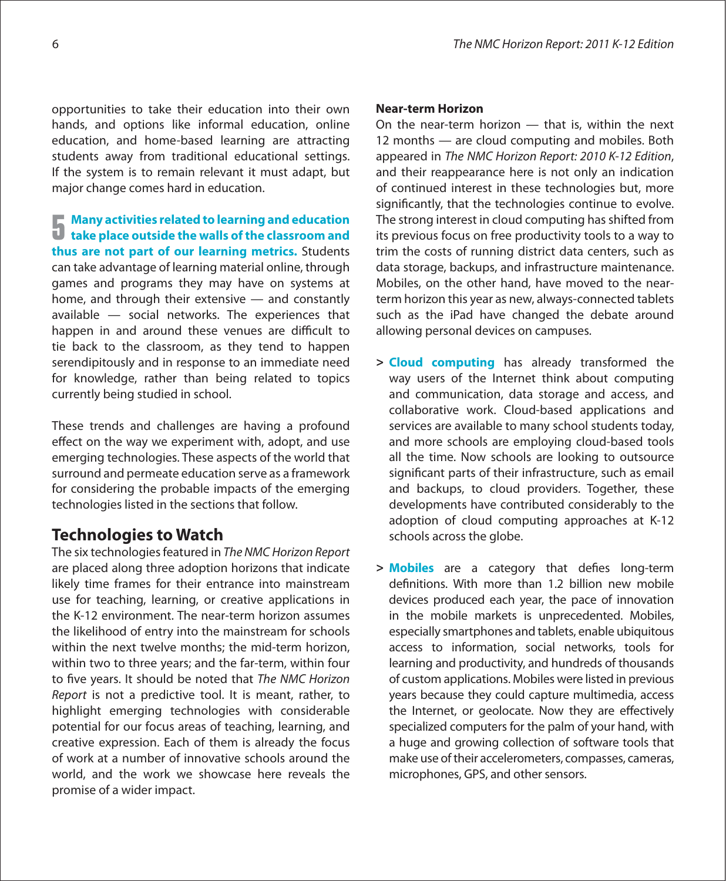opportunities to take their education into their own hands, and options like informal education, online education, and home-based learning are attracting students away from traditional educational settings. If the system is to remain relevant it must adapt, but major change comes hard in education.

**5 Many activities related to learning and education take place outside the walls of the classroom and thus are not part of our learning metrics.** Students can take advantage of learning material online, through games and programs they may have on systems at home, and through their extensive — and constantly available — social networks. The experiences that happen in and around these venues are difficult to tie back to the classroom, as they tend to happen serendipitously and in response to an immediate need for knowledge, rather than being related to topics currently being studied in school.

These trends and challenges are having a profound effect on the way we experiment with, adopt, and use emerging technologies. These aspects of the world that surround and permeate education serve as a framework for considering the probable impacts of the emerging technologies listed in the sections that follow.

## Technologies to Watch

The six technologies featured in *The NMC Horizon Report* are placed along three adoption horizons that indicate likely time frames for their entrance into mainstream use for teaching, learning, or creative applications in the K-12 environment. The near-term horizon assumes the likelihood of entry into the mainstream for schools within the next twelve months; the mid-term horizon, within two to three years; and the far-term, within four to five years. It should be noted that *The NMC Horizon Report* is not a predictive tool. It is meant, rather, to highlight emerging technologies with considerable potential for our focus areas of teaching, learning, and creative expression. Each of them is already the focus of work at a number of innovative schools around the world, and the work we showcase here reveals the promise of a wider impact.

### Near-term Horizon

On the near-term horizon — that is, within the next 12 months — are cloud computing and mobiles. Both appeared in *The NMC Horizon Report: 2010 K-12 Edition*, and their reappearance here is not only an indication of continued interest in these technologies but, more significantly, that the technologies continue to evolve. The strong interest in cloud computing has shifted from its previous focus on free productivity tools to a way to trim the costs of running district data centers, such as data storage, backups, and infrastructure maintenance. Mobiles, on the other hand, have moved to the near-term horizon this year as new, always-connected tablets such as the iPad have changed the debate around allowing personal devices on campuses.

> **Cloud computing** has already transformed the way users of the Internet think about computing and communication, data storage and access, and collaborative work. Cloud-based applications and services are available to many school students today, and more schools are employing cloud-based tools all the time. Now schools are looking to outsource significant parts of their infrastructure, such as email and backups, to cloud providers. Together, these developments have contributed considerably to the adoption of cloud computing approaches at K-12 schools across the globe.

> **Mobiles** are a category that defies long-term definitions. With more than 1.2 billion new mobile devices produced each year, the pace of innovation in the mobile markets is unprecedented. Mobiles, especially smartphones and tablets, enable ubiquitous access to information, social networks, tools for learning and productivity, and hundreds of thousands of custom applications. Mobiles were listed in previous years because they could capture multimedia, access the Internet, or geolocate. Now they are effectively specialized computers for the palm of your hand, with a huge and growing collection of software tools that make use of their accelerometers, compasses, cameras, microphones, GPS, and other sensors.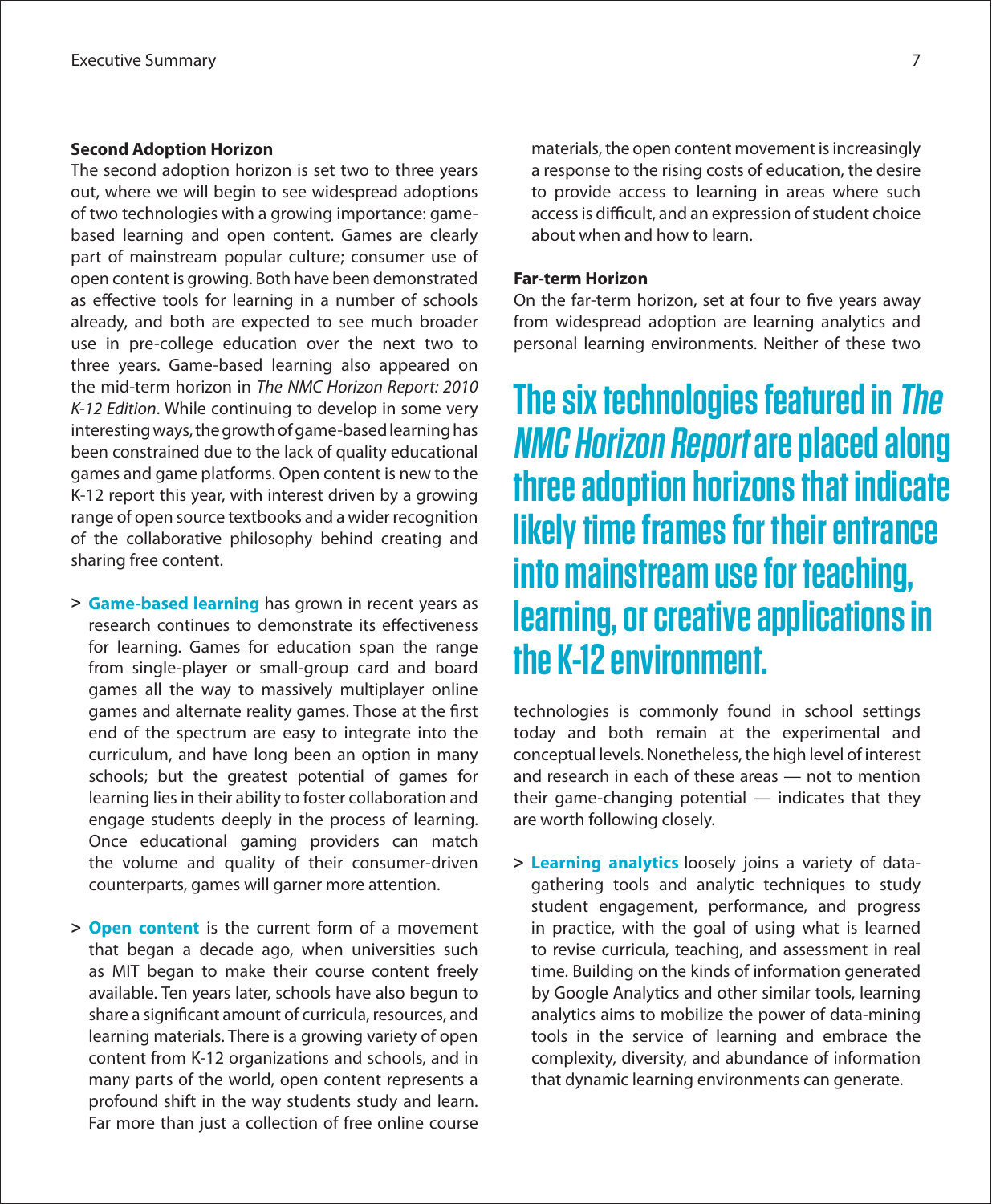### Second Adoption Horizon

The second adoption horizon is set two to three years out, where we will begin to see widespread adoptions of two technologies with a growing importance: game-based learning and open content. Games are clearly part of mainstream popular culture; consumer use of open content is growing. Both have been demonstrated as effective tools for learning in a number of schools already, and both are expected to see much broader use in pre-college education over the next two to three years. Game-based learning also appeared on the mid-term horizon in *The NMC Horizon Report: 2010 K-12 Edition*. While continuing to develop in some very interesting ways, the growth of game-based learning has been constrained due to the lack of quality educational games and game platforms. Open content is new to the K-12 report this year, with interest driven by a growing range of open source textbooks and a wider recognition of the collaborative philosophy behind creating and sharing free content.

> **Game-based learning** has grown in recent years as research continues to demonstrate its effectiveness for learning. Games for education span the range from single-player or small-group card and board games all the way to massively multiplayer online games and alternate reality games. Those at the first end of the spectrum are easy to integrate into the curriculum, and have long been an option in many schools; but the greatest potential of games for learning lies in their ability to foster collaboration and engage students deeply in the process of learning. Once educational gaming providers can match the volume and quality of their consumer-driven counterparts, games will garner more attention.

> **Open content** is the current form of a movement that began a decade ago, when universities such as MIT began to make their course content freely available. Ten years later, schools have also begun to share a significant amount of curricula, resources, and learning materials. There is a growing variety of open content from K-12 organizations and schools, and in many parts of the world, open content represents a profound shift in the way students study and learn. Far more than just a collection of free online course materials, the open content movement is increasingly a response to the rising costs of education, the desire to provide access to learning in areas where such access is difficult, and an expression of student choice about when and how to learn.

### Far-term Horizon

On the far-term horizon, set at four to five years away from widespread adoption are learning analytics and personal learning environments. Neither of these two technologies is commonly found in school settings today and both remain at the experimental and conceptual levels. Nonetheless, the high level of interest and research in each of these areas — not to mention their game-changing potential — indicates that they are worth following closely.

> **Learning analytics** loosely joins a variety of data-gathering tools and analytic techniques to study student engagement, performance, and progress in practice, with the goal of using what is learned to revise curricula, teaching, and assessment in real time. Building on the kinds of information generated by Google Analytics and other similar tools, learning analytics aims to mobilize the power of data-mining tools in the service of learning and embrace the complexity, diversity, and abundance of information that dynamic learning environments can generate.

**The six technologies featured in *The NMC Horizon Report* are placed along three adoption horizons that indicate likely time frames for their entrance into mainstream use for teaching, learning, or creative applications in the K-12 environment.**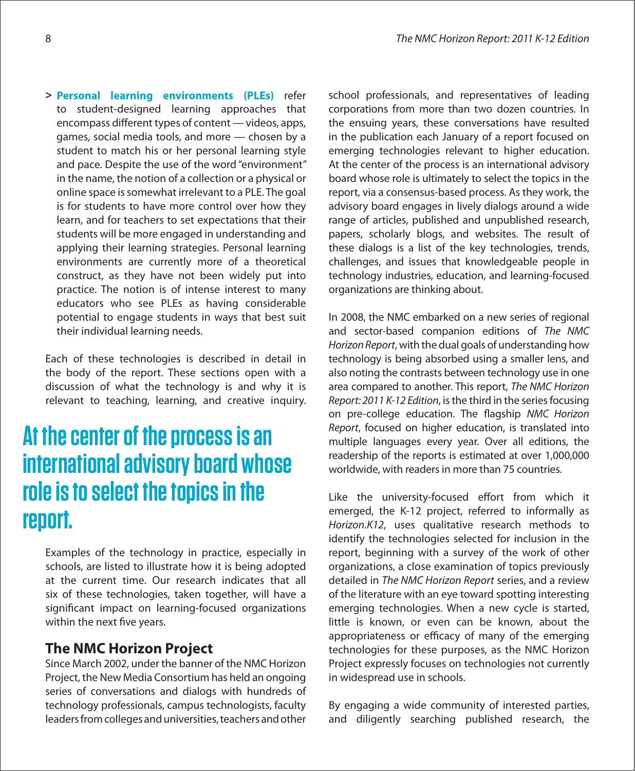- **Personal learning environments (PLEs)** refer to student-designed learning approaches that encompass different types of content — videos, apps, games, social media tools, and more — chosen by a student to match his or her personal learning style and pace. Despite the use of the word "environment" in the name, the notion of a collection or a physical or online space is somewhat irrelevant to a PLE. The goal is for students to have more control over how they learn, and for teachers to set expectations that their students will be more engaged in understanding and applying their learning strategies. Personal learning environments are currently more of a theoretical construct, as they have not been widely put into practice. The notion is of intense interest to many educators who see PLEs as having considerable potential to engage students in ways that best suit their individual learning needs.

Each of these technologies is described in detail in the body of the report. These sections open with a discussion of what the technology is and why it is relevant to teaching, learning, and creative inquiry.

> **At the center of the process is an international advisory board whose role is to select the topics in the report.**

Examples of the technology in practice, especially in schools, are listed to illustrate how it is being adopted at the current time. Our research indicates that all six of these technologies, taken together, will have a significant impact on learning-focused organizations within the next five years.

## The NMC Horizon Project

Since March 2002, under the banner of the NMC Horizon Project, the New Media Consortium has held an ongoing series of conversations and dialogs with hundreds of technology professionals, campus technologists, faculty leaders from colleges and universities, teachers and other school professionals, and representatives of leading corporations from more than two dozen countries. In the ensuing years, these conversations have resulted in the publication each January of a report focused on emerging technologies relevant to higher education. At the center of the process is an international advisory board whose role is ultimately to select the topics in the report, via a consensus-based process. As they work, the advisory board engages in lively dialogs around a wide range of articles, published and unpublished research, papers, scholarly blogs, and websites. The result of these dialogs is a list of the key technologies, trends, challenges, and issues that knowledgeable people in technology industries, education, and learning-focused organizations are thinking about.

In 2008, the NMC embarked on a new series of regional and sector-based companion editions of *The NMC Horizon Report*, with the dual goals of understanding how technology is being absorbed using a smaller lens, and also noting the contrasts between technology use in one area compared to another. This report, *The NMC Horizon Report: 2011 K-12 Edition*, is the third in the series focusing on pre-college education. The flagship *NMC Horizon Report*, focused on higher education, is translated into multiple languages every year. Over all editions, the readership of the reports is estimated at over 1,000,000 worldwide, with readers in more than 75 countries.

Like the university-focused effort from which it emerged, the K-12 project, referred to informally as *Horizon.K12*, uses qualitative research methods to identify the technologies selected for inclusion in the report, beginning with a survey of the work of other organizations, a close examination of topics previously detailed in *The NMC Horizon Report* series, and a review of the literature with an eye toward spotting interesting emerging technologies. When a new cycle is started, little is known, or even can be known, about the appropriateness or efficacy of many of the emerging technologies for these purposes, as the NMC Horizon Project expressly focuses on technologies not currently in widespread use in schools.

By engaging a wide community of interested parties, and diligently searching published research, the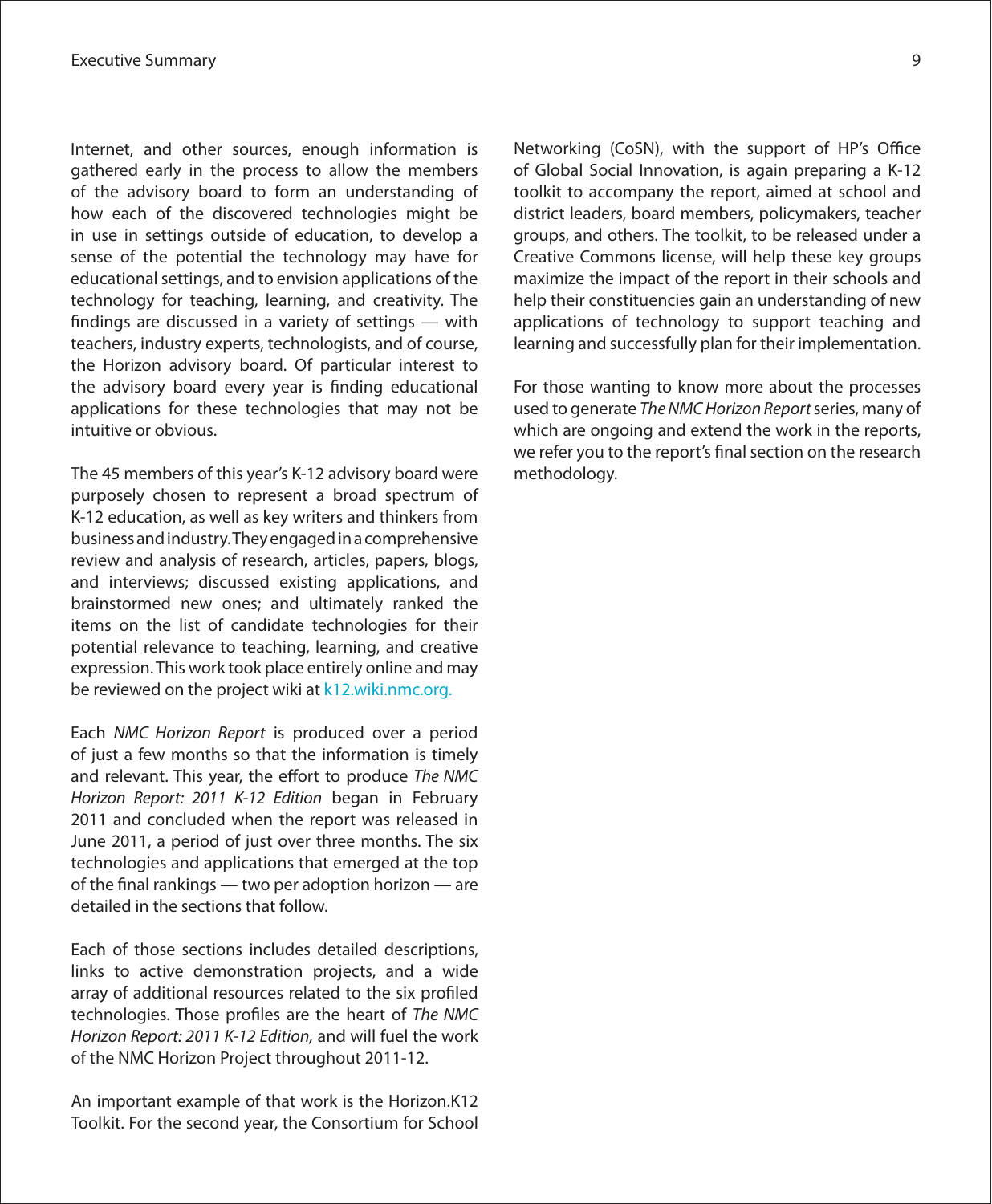Internet, and other sources, enough information is gathered early in the process to allow the members of the advisory board to form an understanding of how each of the discovered technologies might be in use in settings outside of education, to develop a sense of the potential the technology may have for educational settings, and to envision applications of the technology for teaching, learning, and creativity. The findings are discussed in a variety of settings — with teachers, industry experts, technologists, and of course, the Horizon advisory board. Of particular interest to the advisory board every year is finding educational applications for these technologies that may not be intuitive or obvious.

The 45 members of this year's K-12 advisory board were purposely chosen to represent a broad spectrum of K-12 education, as well as key writers and thinkers from business and industry. They engaged in a comprehensive review and analysis of research, articles, papers, blogs, and interviews; discussed existing applications, and brainstormed new ones; and ultimately ranked the items on the list of candidate technologies for their potential relevance to teaching, learning, and creative expression. This work took place entirely online and may be reviewed on the project wiki at k12.wiki.nmc.org.

Each *NMC Horizon Report* is produced over a period of just a few months so that the information is timely and relevant. This year, the effort to produce *The NMC Horizon Report: 2011 K-12 Edition* began in February 2011 and concluded when the report was released in June 2011, a period of just over three months. The six technologies and applications that emerged at the top of the final rankings — two per adoption horizon — are detailed in the sections that follow.

Each of those sections includes detailed descriptions, links to active demonstration projects, and a wide array of additional resources related to the six profiled technologies. Those profiles are the heart of *The NMC Horizon Report: 2011 K-12 Edition,* and will fuel the work of the NMC Horizon Project throughout 2011-12.

An important example of that work is the Horizon.K12 Toolkit. For the second year, the Consortium for School Networking (CoSN), with the support of HP's Office of Global Social Innovation, is again preparing a K-12 toolkit to accompany the report, aimed at school and district leaders, board members, policymakers, teacher groups, and others. The toolkit, to be released under a Creative Commons license, will help these key groups maximize the impact of the report in their schools and help their constituencies gain an understanding of new applications of technology to support teaching and learning and successfully plan for their implementation.

For those wanting to know more about the processes used to generate *The NMC Horizon Report* series, many of which are ongoing and extend the work in the reports, we refer you to the report's final section on the research methodology.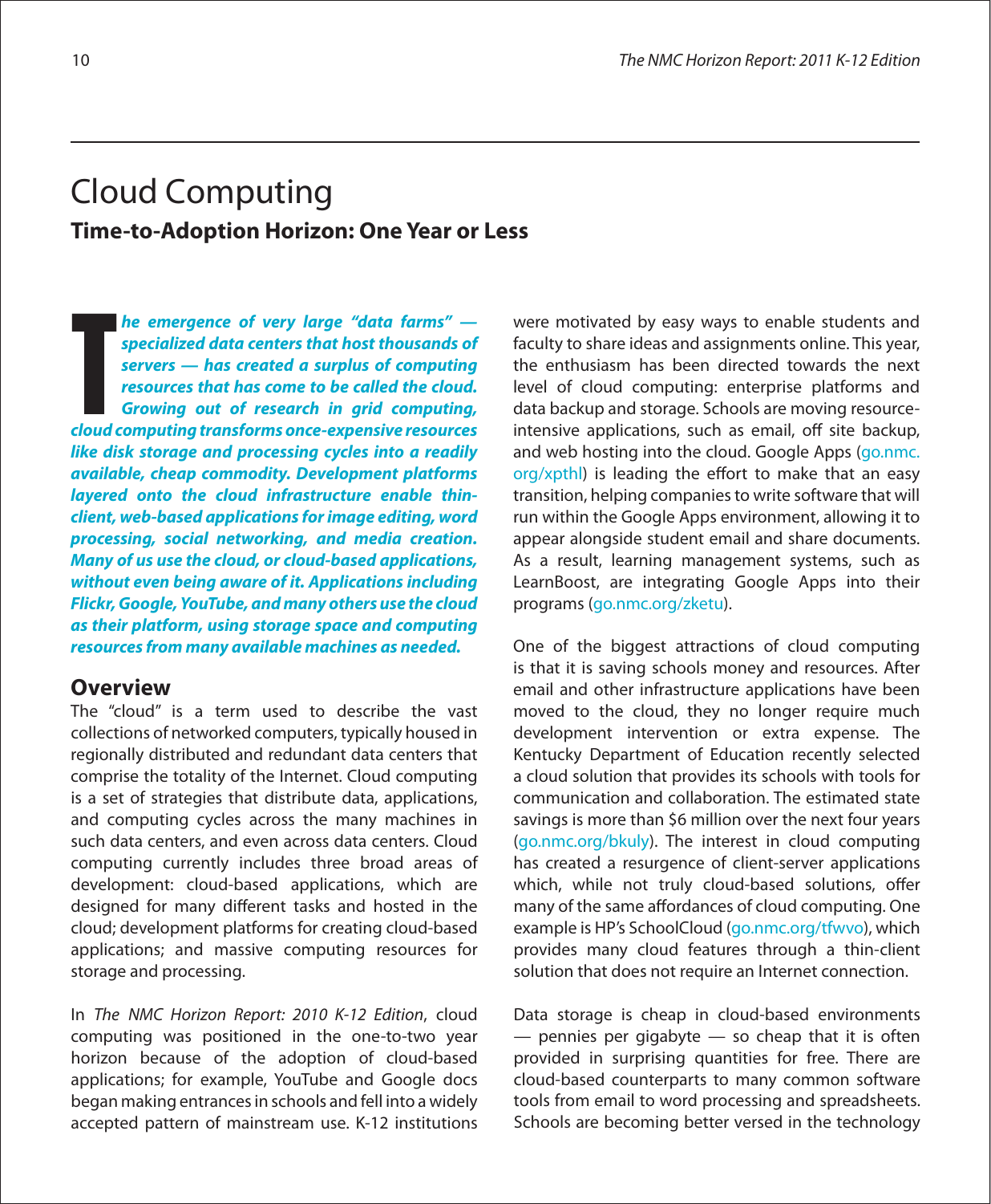# Cloud Computing

## Time-to-Adoption Horizon: One Year or Less

***The emergence of very large "data farms" — specialized data centers that host thousands of servers — has created a surplus of computing resources that has come to be called the cloud. Growing out of research in grid computing, cloud computing transforms once-expensive resources like disk storage and processing cycles into a readily available, cheap commodity. Development platforms layered onto the cloud infrastructure enable thin-client, web-based applications for image editing, word processing, social networking, and media creation. Many of us use the cloud, or cloud-based applications, without even being aware of it. Applications including Flickr, Google, YouTube, and many others use the cloud as their platform, using storage space and computing resources from many available machines as needed.***

### Overview

The "cloud" is a term used to describe the vast collections of networked computers, typically housed in regionally distributed and redundant data centers that comprise the totality of the Internet. Cloud computing is a set of strategies that distribute data, applications, and computing cycles across the many machines in such data centers, and even across data centers. Cloud computing currently includes three broad areas of development: cloud-based applications, which are designed for many different tasks and hosted in the cloud; development platforms for creating cloud-based applications; and massive computing resources for storage and processing.

In *The NMC Horizon Report: 2010 K-12 Edition*, cloud computing was positioned in the one-to-two year horizon because of the adoption of cloud-based applications; for example, YouTube and Google docs began making entrances in schools and fell into a widely accepted pattern of mainstream use. K-12 institutions were motivated by easy ways to enable students and faculty to share ideas and assignments online. This year, the enthusiasm has been directed towards the next level of cloud computing: enterprise platforms and data backup and storage. Schools are moving resource-intensive applications, such as email, off site backup, and web hosting into the cloud. Google Apps (go.nmc.org/xpthl) is leading the effort to make that an easy transition, helping companies to write software that will run within the Google Apps environment, allowing it to appear alongside student email and share documents. As a result, learning management systems, such as LearnBoost, are integrating Google Apps into their programs (go.nmc.org/zketu).

One of the biggest attractions of cloud computing is that it is saving schools money and resources. After email and other infrastructure applications have been moved to the cloud, they no longer require much development intervention or extra expense. The Kentucky Department of Education recently selected a cloud solution that provides its schools with tools for communication and collaboration. The estimated state savings is more than $6 million over the next four years (go.nmc.org/bkuly). The interest in cloud computing has created a resurgence of client-server applications which, while not truly cloud-based solutions, offer many of the same affordances of cloud computing. One example is HP's SchoolCloud (go.nmc.org/tfwvo), which provides many cloud features through a thin-client solution that does not require an Internet connection.

Data storage is cheap in cloud-based environments — pennies per gigabyte — so cheap that it is often provided in surprising quantities for free. There are cloud-based counterparts to many common software tools from email to word processing and spreadsheets. Schools are becoming better versed in the technology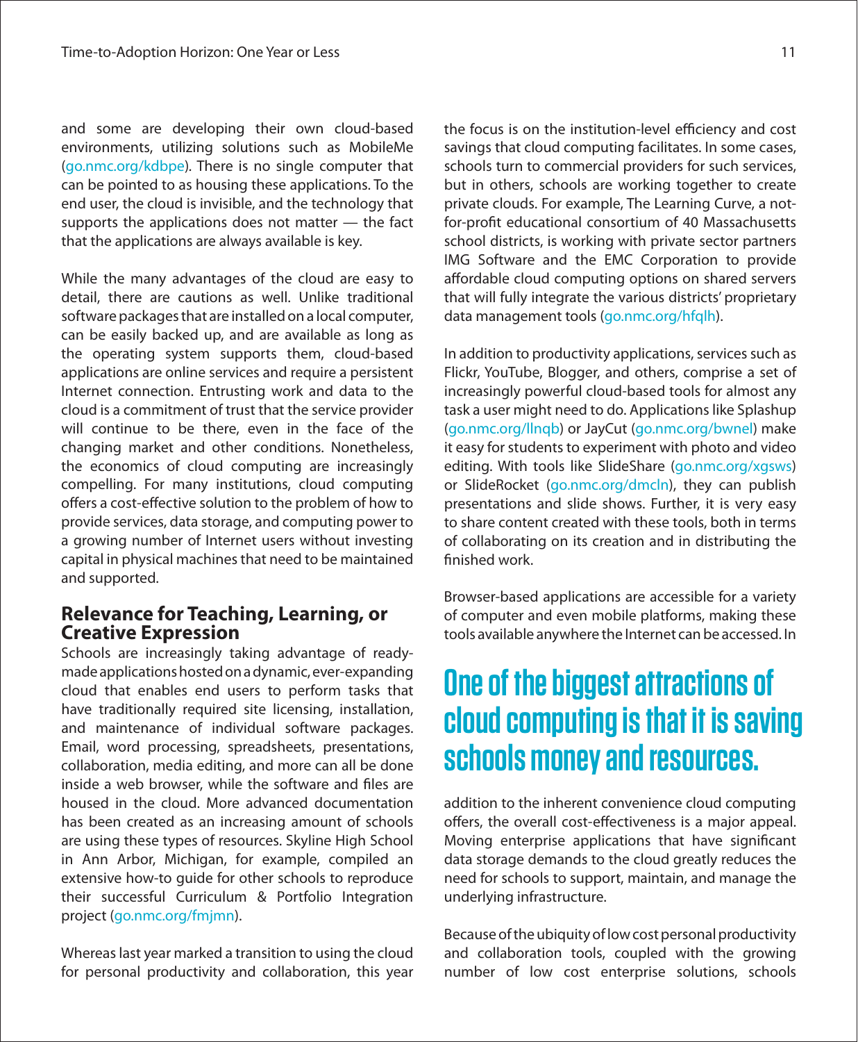and some are developing their own cloud-based environments, utilizing solutions such as MobileMe (go.nmc.org/kdbpe). There is no single computer that can be pointed to as housing these applications. To the end user, the cloud is invisible, and the technology that supports the applications does not matter — the fact that the applications are always available is key.

While the many advantages of the cloud are easy to detail, there are cautions as well. Unlike traditional software packages that are installed on a local computer, can be easily backed up, and are available as long as the operating system supports them, cloud-based applications are online services and require a persistent Internet connection. Entrusting work and data to the cloud is a commitment of trust that the service provider will continue to be there, even in the face of the changing market and other conditions. Nonetheless, the economics of cloud computing are increasingly compelling. For many institutions, cloud computing offers a cost-effective solution to the problem of how to provide services, data storage, and computing power to a growing number of Internet users without investing capital in physical machines that need to be maintained and supported.

## Relevance for Teaching, Learning, or Creative Expression

Schools are increasingly taking advantage of ready-made applications hosted on a dynamic, ever-expanding cloud that enables end users to perform tasks that have traditionally required site licensing, installation, and maintenance of individual software packages. Email, word processing, spreadsheets, presentations, collaboration, media editing, and more can all be done inside a web browser, while the software and files are housed in the cloud. More advanced documentation has been created as an increasing amount of schools are using these types of resources. Skyline High School in Ann Arbor, Michigan, for example, compiled an extensive how-to guide for other schools to reproduce their successful Curriculum & Portfolio Integration project (go.nmc.org/fmjmn).

Whereas last year marked a transition to using the cloud for personal productivity and collaboration, this year the focus is on the institution-level efficiency and cost savings that cloud computing facilitates. In some cases, schools turn to commercial providers for such services, but in others, schools are working together to create private clouds. For example, The Learning Curve, a not-for-profit educational consortium of 40 Massachusetts school districts, is working with private sector partners IMG Software and the EMC Corporation to provide affordable cloud computing options on shared servers that will fully integrate the various districts' proprietary data management tools (go.nmc.org/hfqlh).

In addition to productivity applications, services such as Flickr, YouTube, Blogger, and others, comprise a set of increasingly powerful cloud-based tools for almost any task a user might need to do. Applications like Splashup (go.nmc.org/llnqb) or JayCut (go.nmc.org/bwnel) make it easy for students to experiment with photo and video editing. With tools like SlideShare (go.nmc.org/xgsws) or SlideRocket (go.nmc.org/dmcln), they can publish presentations and slide shows. Further, it is very easy to share content created with these tools, both in terms of collaborating on its creation and in distributing the finished work.

Browser-based applications are accessible for a variety of computer and even mobile platforms, making these tools available anywhere the Internet can be accessed. In addition to the inherent convenience cloud computing offers, the overall cost-effectiveness is a major appeal. Moving enterprise applications that have significant data storage demands to the cloud greatly reduces the need for schools to support, maintain, and manage the underlying infrastructure.

**One of the biggest attractions of cloud computing is that it is saving schools money and resources.**

Because of the ubiquity of low cost personal productivity and collaboration tools, coupled with the growing number of low cost enterprise solutions, schools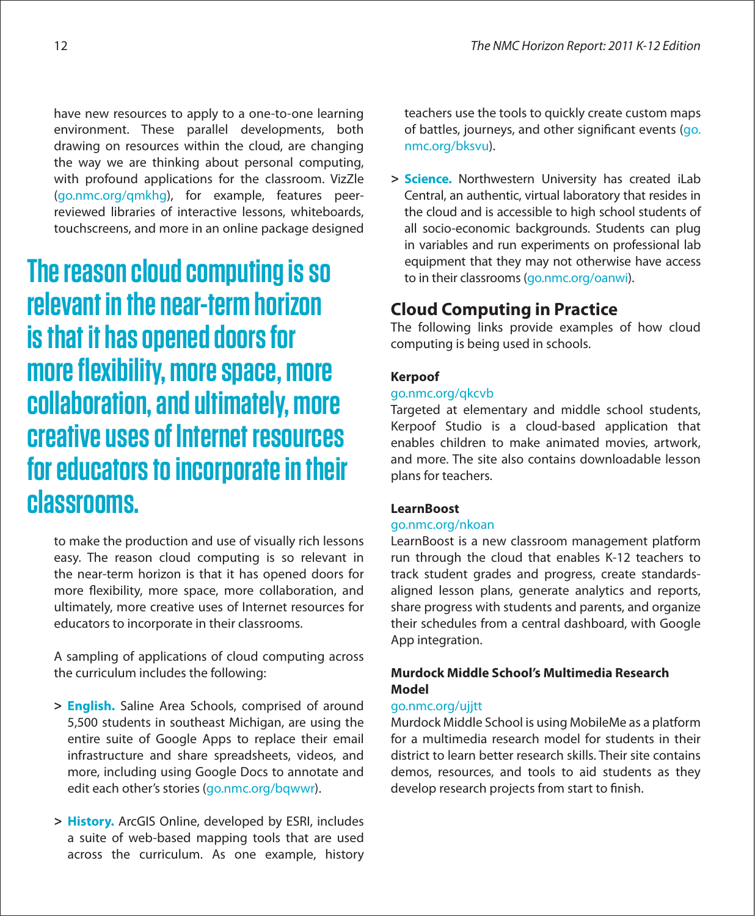have new resources to apply to a one-to-one learning environment. These parallel developments, both drawing on resources within the cloud, are changing the way we are thinking about personal computing, with profound applications for the classroom. VizZle (go.nmc.org/qmkhg), for example, features peer-reviewed libraries of interactive lessons, whiteboards, touchscreens, and more in an online package designed to make the production and use of visually rich lessons easy. The reason cloud computing is so relevant in the near-term horizon is that it has opened doors for more flexibility, more space, more collaboration, and ultimately, more creative uses of Internet resources for educators to incorporate in their classrooms.

> **The reason cloud computing is so relevant in the near-term horizon is that it has opened doors for more flexibility, more space, more collaboration, and ultimately, more creative uses of Internet resources for educators to incorporate in their classrooms.**

A sampling of applications of cloud computing across the curriculum includes the following:

- **English.** Saline Area Schools, comprised of around 5,500 students in southeast Michigan, are using the entire suite of Google Apps to replace their email infrastructure and share spreadsheets, videos, and more, including using Google Docs to annotate and edit each other's stories (go.nmc.org/bqwwr).
- **History.** ArcGIS Online, developed by ESRI, includes a suite of web-based mapping tools that are used across the curriculum. As one example, history teachers use the tools to quickly create custom maps of battles, journeys, and other significant events (go.nmc.org/bksvu).
- **Science.** Northwestern University has created iLab Central, an authentic, virtual laboratory that resides in the cloud and is accessible to high school students of all socio-economic backgrounds. Students can plug in variables and run experiments on professional lab equipment that they may not otherwise have access to in their classrooms (go.nmc.org/oanwi).

## Cloud Computing in Practice

The following links provide examples of how cloud computing is being used in schools.

**Kerpoof**
go.nmc.org/qkcvb
Targeted at elementary and middle school students, Kerpoof Studio is a cloud-based application that enables children to make animated movies, artwork, and more. The site also contains downloadable lesson plans for teachers.

**LearnBoost**
go.nmc.org/nkoan
LearnBoost is a new classroom management platform run through the cloud that enables K-12 teachers to track student grades and progress, create standards-aligned lesson plans, generate analytics and reports, share progress with students and parents, and organize their schedules from a central dashboard, with Google App integration.

**Murdock Middle School's Multimedia Research Model**
go.nmc.org/ujjtt
Murdock Middle School is using MobileMe as a platform for a multimedia research model for students in their district to learn better research skills. Their site contains demos, resources, and tools to aid students as they develop research projects from start to finish.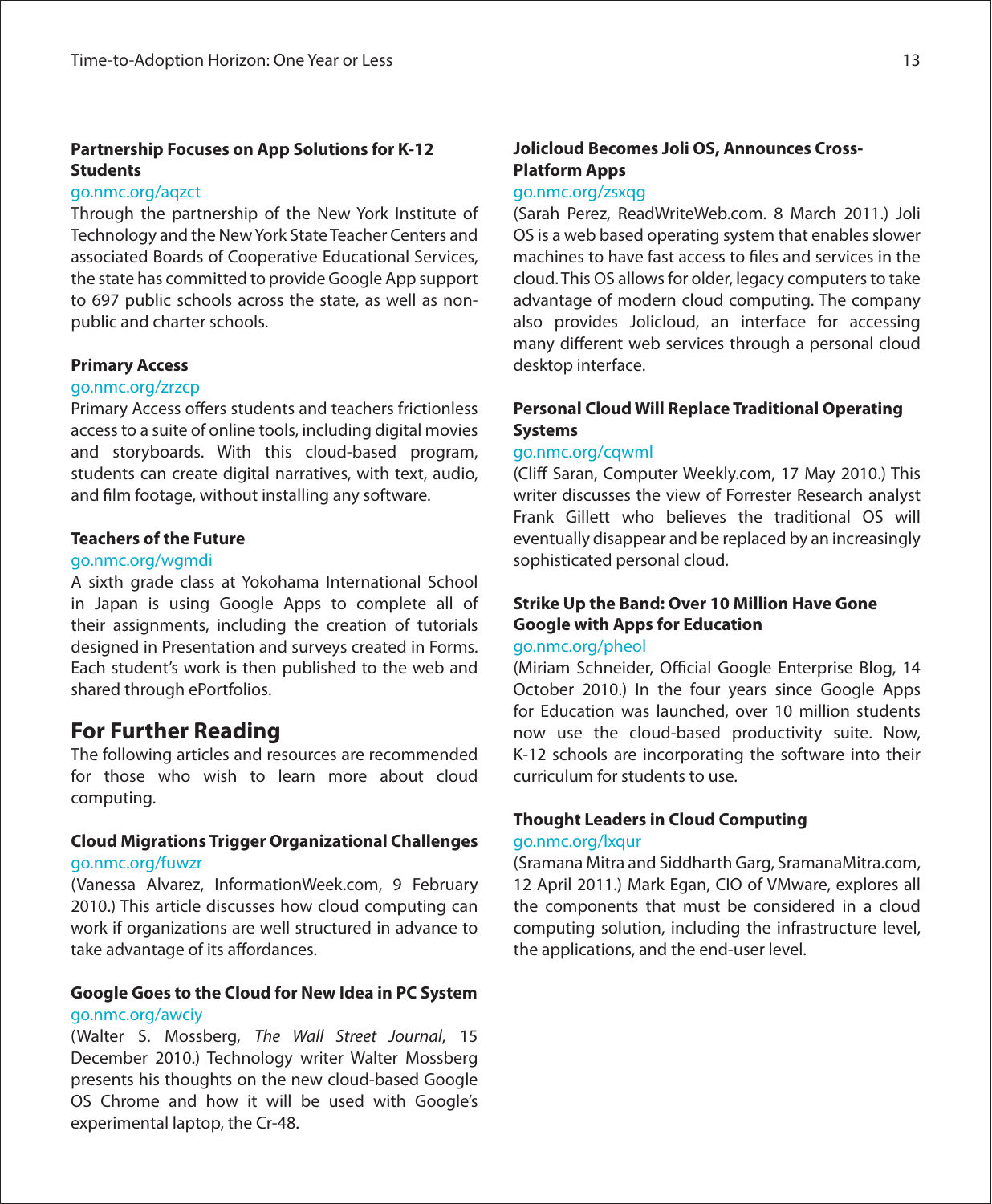**Partnership Focuses on App Solutions for K-12 Students**

go.nmc.org/aqzct

Through the partnership of the New York Institute of Technology and the New York State Teacher Centers and associated Boards of Cooperative Educational Services, the state has committed to provide Google App support to 697 public schools across the state, as well as non-public and charter schools.

**Primary Access**

go.nmc.org/zrzcp

Primary Access offers students and teachers frictionless access to a suite of online tools, including digital movies and storyboards. With this cloud-based program, students can create digital narratives, with text, audio, and film footage, without installing any software.

**Teachers of the Future**

go.nmc.org/wgmdi

A sixth grade class at Yokohama International School in Japan is using Google Apps to complete all of their assignments, including the creation of tutorials designed in Presentation and surveys created in Forms. Each student's work is then published to the web and shared through ePortfolios.

## For Further Reading

The following articles and resources are recommended for those who wish to learn more about cloud computing.

**Cloud Migrations Trigger Organizational Challenges**

go.nmc.org/fuwzr

(Vanessa Alvarez, InformationWeek.com, 9 February 2010.) This article discusses how cloud computing can work if organizations are well structured in advance to take advantage of its affordances.

**Google Goes to the Cloud for New Idea in PC System**

go.nmc.org/awciy

(Walter S. Mossberg, *The Wall Street Journal*, 15 December 2010.) Technology writer Walter Mossberg presents his thoughts on the new cloud-based Google OS Chrome and how it will be used with Google's experimental laptop, the Cr-48.

**Jolicloud Becomes Joli OS, Announces Cross-Platform Apps**

go.nmc.org/zsxqg

(Sarah Perez, ReadWriteWeb.com. 8 March 2011.) Joli OS is a web based operating system that enables slower machines to have fast access to files and services in the cloud. This OS allows for older, legacy computers to take advantage of modern cloud computing. The company also provides Jolicloud, an interface for accessing many different web services through a personal cloud desktop interface.

**Personal Cloud Will Replace Traditional Operating Systems**

go.nmc.org/cqwml

(Cliff Saran, Computer Weekly.com, 17 May 2010.) This writer discusses the view of Forrester Research analyst Frank Gillett who believes the traditional OS will eventually disappear and be replaced by an increasingly sophisticated personal cloud.

**Strike Up the Band: Over 10 Million Have Gone Google with Apps for Education**

go.nmc.org/pheol

(Miriam Schneider, Official Google Enterprise Blog, 14 October 2010.) In the four years since Google Apps for Education was launched, over 10 million students now use the cloud-based productivity suite. Now, K-12 schools are incorporating the software into their curriculum for students to use.

**Thought Leaders in Cloud Computing**

go.nmc.org/lxqur

(Sramana Mitra and Siddharth Garg, SramanaMitra.com, 12 April 2011.) Mark Egan, CIO of VMware, explores all the components that must be considered in a cloud computing solution, including the infrastructure level, the applications, and the end-user level.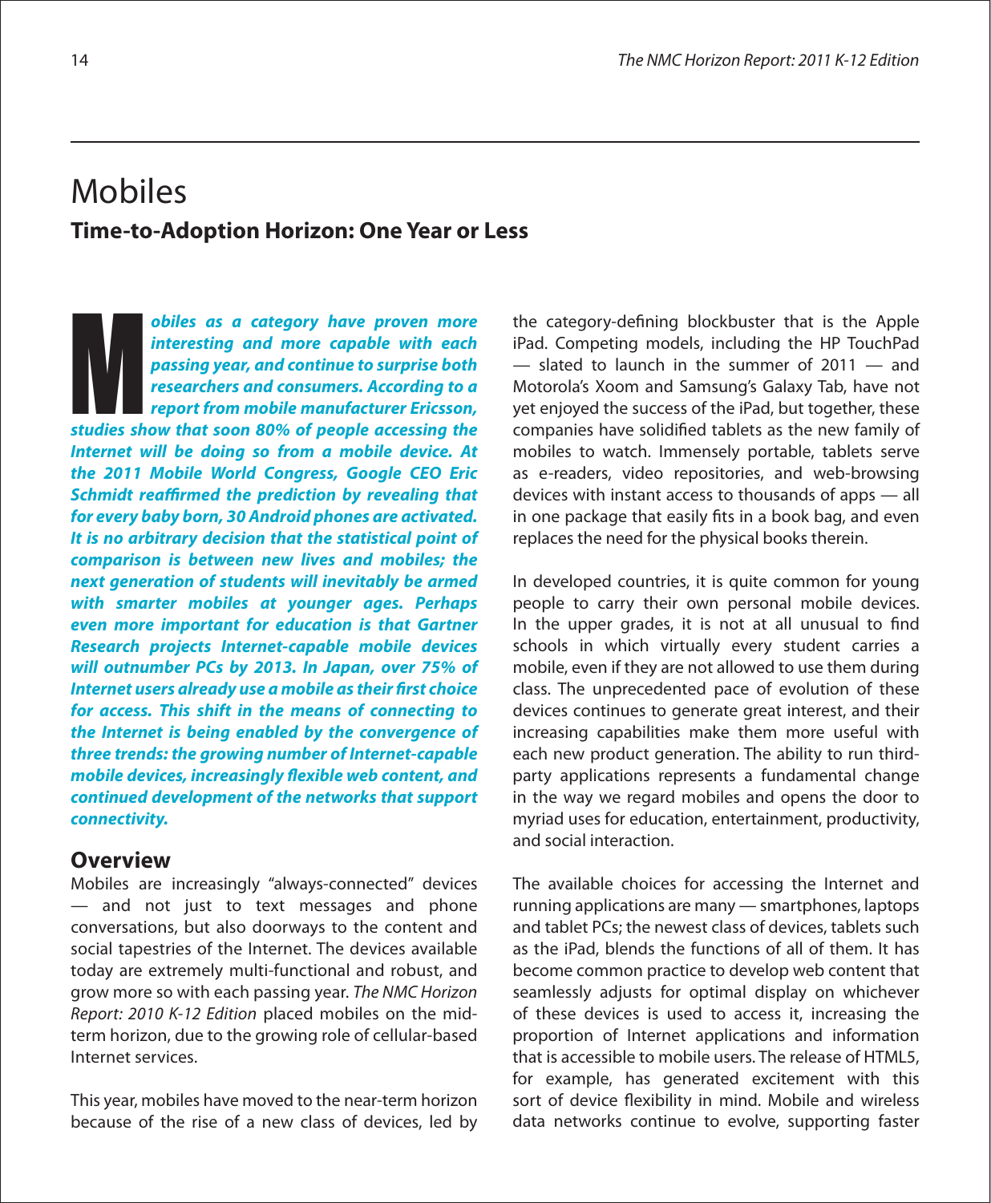# Mobiles

## Time-to-Adoption Horizon: One Year or Less

***Mobiles as a category have proven more interesting and more capable with each passing year, and continue to surprise both researchers and consumers. According to a report from mobile manufacturer Ericsson, studies show that soon 80% of people accessing the Internet will be doing so from a mobile device. At the 2011 Mobile World Congress, Google CEO Eric Schmidt reaffirmed the prediction by revealing that for every baby born, 30 Android phones are activated. It is no arbitrary decision that the statistical point of comparison is between new lives and mobiles; the next generation of students will inevitably be armed with smarter mobiles at younger ages. Perhaps even more important for education is that Gartner Research projects Internet-capable mobile devices will outnumber PCs by 2013. In Japan, over 75% of Internet users already use a mobile as their first choice for access. This shift in the means of connecting to the Internet is being enabled by the convergence of three trends: the growing number of Internet-capable mobile devices, increasingly flexible web content, and continued development of the networks that support connectivity.***

## Overview

Mobiles are increasingly "always-connected" devices — and not just to text messages and phone conversations, but also doorways to the content and social tapestries of the Internet. The devices available today are extremely multi-functional and robust, and grow more so with each passing year. *The NMC Horizon Report: 2010 K-12 Edition* placed mobiles on the mid-term horizon, due to the growing role of cellular-based Internet services.

This year, mobiles have moved to the near-term horizon because of the rise of a new class of devices, led by the category-defining blockbuster that is the Apple iPad. Competing models, including the HP TouchPad — slated to launch in the summer of 2011 — and Motorola's Xoom and Samsung's Galaxy Tab, have not yet enjoyed the success of the iPad, but together, these companies have solidified tablets as the new family of mobiles to watch. Immensely portable, tablets serve as e-readers, video repositories, and web-browsing devices with instant access to thousands of apps — all in one package that easily fits in a book bag, and even replaces the need for the physical books therein.

In developed countries, it is quite common for young people to carry their own personal mobile devices. In the upper grades, it is not at all unusual to find schools in which virtually every student carries a mobile, even if they are not allowed to use them during class. The unprecedented pace of evolution of these devices continues to generate great interest, and their increasing capabilities make them more useful with each new product generation. The ability to run third-party applications represents a fundamental change in the way we regard mobiles and opens the door to myriad uses for education, entertainment, productivity, and social interaction.

The available choices for accessing the Internet and running applications are many — smartphones, laptops and tablet PCs; the newest class of devices, tablets such as the iPad, blends the functions of all of them. It has become common practice to develop web content that seamlessly adjusts for optimal display on whichever of these devices is used to access it, increasing the proportion of Internet applications and information that is accessible to mobile users. The release of HTML5, for example, has generated excitement with this sort of device flexibility in mind. Mobile and wireless data networks continue to evolve, supporting faster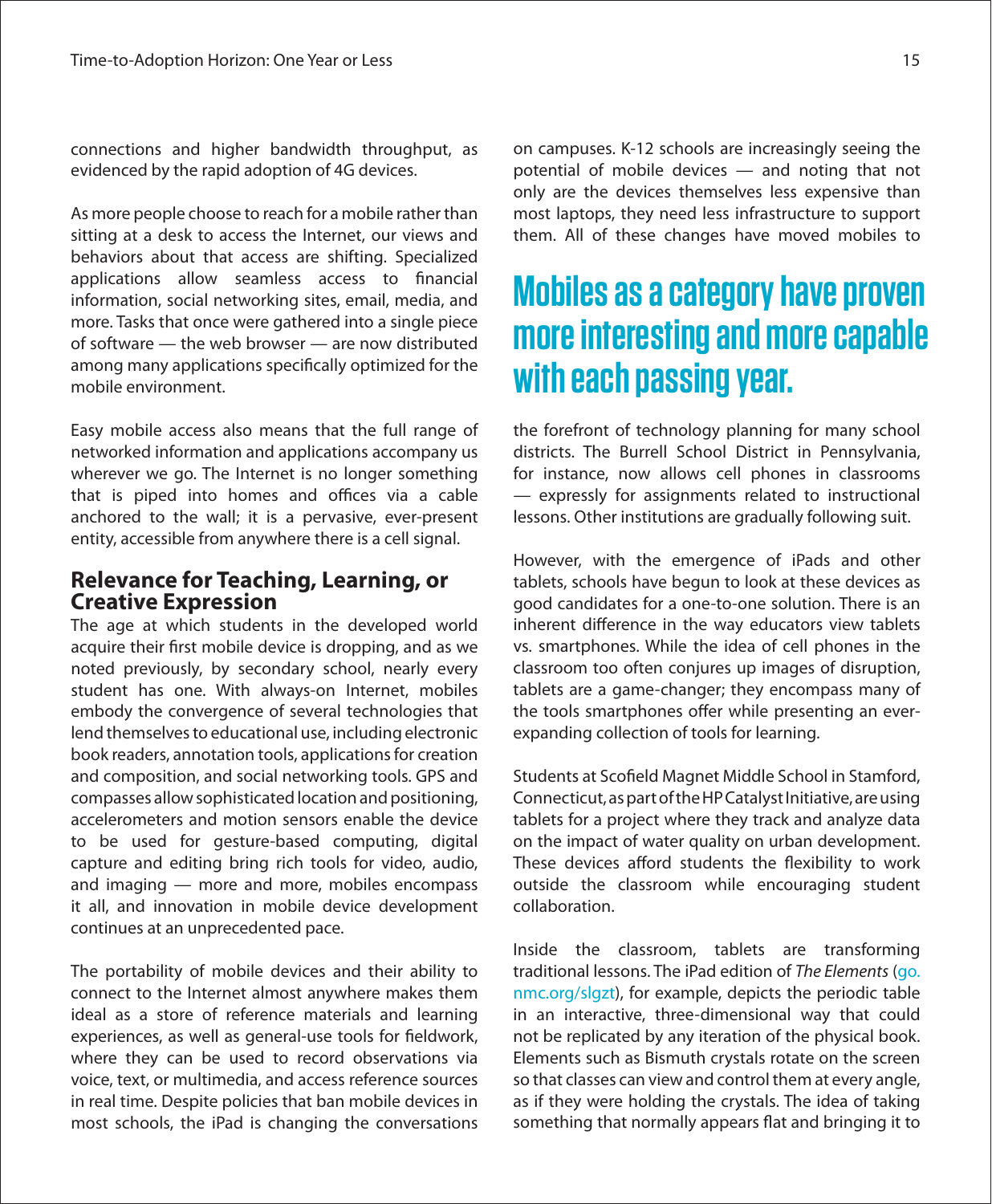connections and higher bandwidth throughput, as evidenced by the rapid adoption of 4G devices.

As more people choose to reach for a mobile rather than sitting at a desk to access the Internet, our views and behaviors about that access are shifting. Specialized applications allow seamless access to financial information, social networking sites, email, media, and more. Tasks that once were gathered into a single piece of software — the web browser — are now distributed among many applications specifically optimized for the mobile environment.

Easy mobile access also means that the full range of networked information and applications accompany us wherever we go. The Internet is no longer something that is piped into homes and offices via a cable anchored to the wall; it is a pervasive, ever-present entity, accessible from anywhere there is a cell signal.

## Relevance for Teaching, Learning, or Creative Expression

The age at which students in the developed world acquire their first mobile device is dropping, and as we noted previously, by secondary school, nearly every student has one. With always-on Internet, mobiles embody the convergence of several technologies that lend themselves to educational use, including electronic book readers, annotation tools, applications for creation and composition, and social networking tools. GPS and compasses allow sophisticated location and positioning, accelerometers and motion sensors enable the device to be used for gesture-based computing, digital capture and editing bring rich tools for video, audio, and imaging — more and more, mobiles encompass it all, and innovation in mobile device development continues at an unprecedented pace.

The portability of mobile devices and their ability to connect to the Internet almost anywhere makes them ideal as a store of reference materials and learning experiences, as well as general-use tools for fieldwork, where they can be used to record observations via voice, text, or multimedia, and access reference sources in real time. Despite policies that ban mobile devices in most schools, the iPad is changing the conversations on campuses. K-12 schools are increasingly seeing the potential of mobile devices — and noting that not only are the devices themselves less expensive than most laptops, they need less infrastructure to support them. All of these changes have moved mobiles to the forefront of technology planning for many school districts. The Burrell School District in Pennsylvania, for instance, now allows cell phones in classrooms — expressly for assignments related to instructional lessons. Other institutions are gradually following suit.

**Mobiles as a category have proven more interesting and more capable with each passing year.**

However, with the emergence of iPads and other tablets, schools have begun to look at these devices as good candidates for a one-to-one solution. There is an inherent difference in the way educators view tablets vs. smartphones. While the idea of cell phones in the classroom too often conjures up images of disruption, tablets are a game-changer; they encompass many of the tools smartphones offer while presenting an ever-expanding collection of tools for learning.

Students at Scofield Magnet Middle School in Stamford, Connecticut, as part of the HP Catalyst Initiative, are using tablets for a project where they track and analyze data on the impact of water quality on urban development. These devices afford students the flexibility to work outside the classroom while encouraging student collaboration.

Inside the classroom, tablets are transforming traditional lessons. The iPad edition of *The Elements* (go.nmc.org/slgzt), for example, depicts the periodic table in an interactive, three-dimensional way that could not be replicated by any iteration of the physical book. Elements such as Bismuth crystals rotate on the screen so that classes can view and control them at every angle, as if they were holding the crystals. The idea of taking something that normally appears flat and bringing it to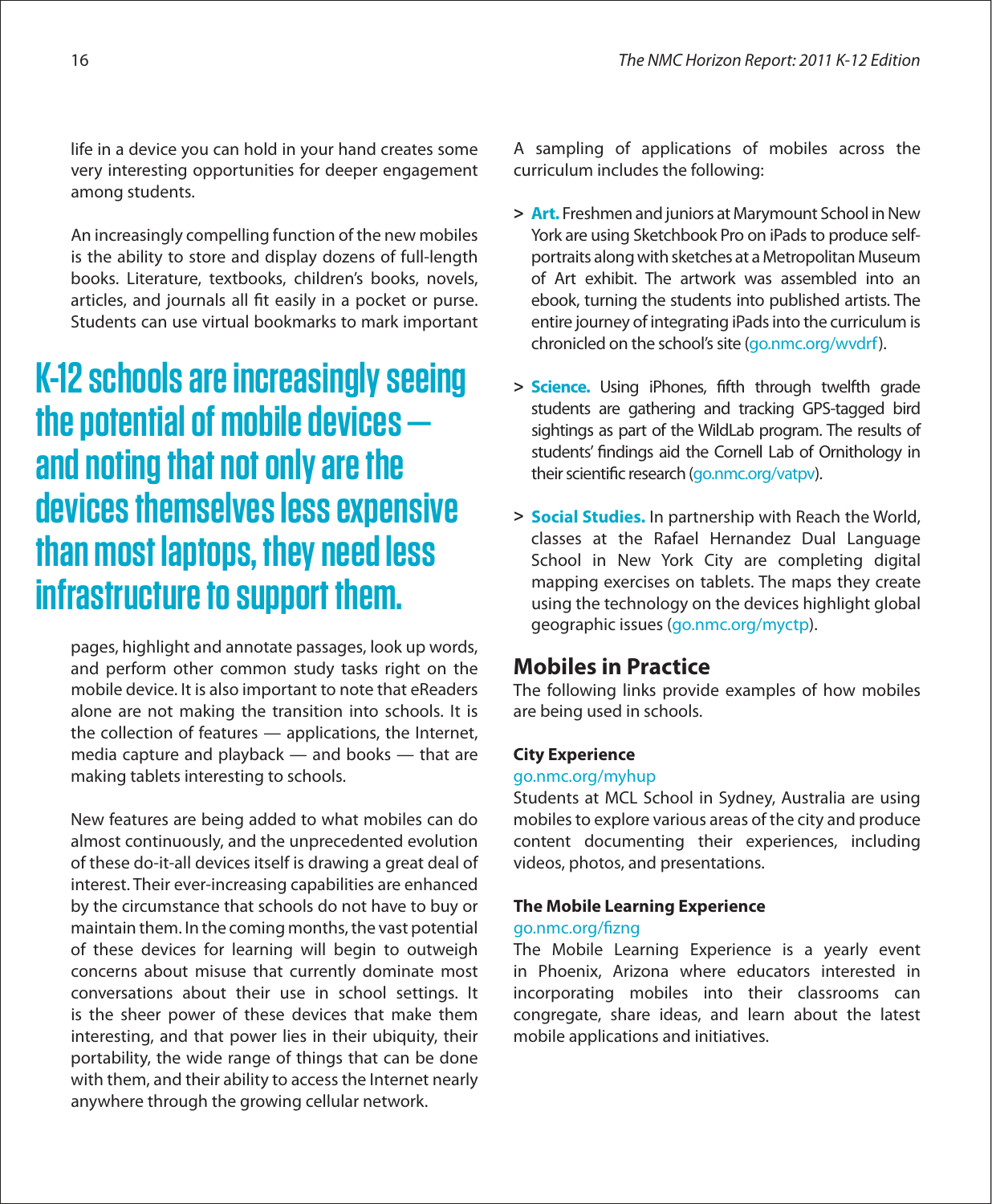life in a device you can hold in your hand creates some very interesting opportunities for deeper engagement among students.

An increasingly compelling function of the new mobiles is the ability to store and display dozens of full-length books. Literature, textbooks, children's books, novels, articles, and journals all fit easily in a pocket or purse. Students can use virtual bookmarks to mark important pages, highlight and annotate passages, look up words, and perform other common study tasks right on the mobile device. It is also important to note that eReaders alone are not making the transition into schools. It is the collection of features — applications, the Internet, media capture and playback — and books — that are making tablets interesting to schools.

> **K-12 schools are increasingly seeing the potential of mobile devices — and noting that not only are the devices themselves less expensive than most laptops, they need less infrastructure to support them.**

New features are being added to what mobiles can do almost continuously, and the unprecedented evolution of these do-it-all devices itself is drawing a great deal of interest. Their ever-increasing capabilities are enhanced by the circumstance that schools do not have to buy or maintain them. In the coming months, the vast potential of these devices for learning will begin to outweigh concerns about misuse that currently dominate most conversations about their use in school settings. It is the sheer power of these devices that make them interesting, and that power lies in their ubiquity, their portability, the wide range of things that can be done with them, and their ability to access the Internet nearly anywhere through the growing cellular network.

A sampling of applications of mobiles across the curriculum includes the following:

- **Art.** Freshmen and juniors at Marymount School in New York are using Sketchbook Pro on iPads to produce self-portraits along with sketches at a Metropolitan Museum of Art exhibit. The artwork was assembled into an ebook, turning the students into published artists. The entire journey of integrating iPads into the curriculum is chronicled on the school's site (go.nmc.org/wvdrf).
- **Science.** Using iPhones, fifth through twelfth grade students are gathering and tracking GPS-tagged bird sightings as part of the WildLab program. The results of students' findings aid the Cornell Lab of Ornithology in their scientific research (go.nmc.org/vatpv).
- **Social Studies.** In partnership with Reach the World, classes at the Rafael Hernandez Dual Language School in New York City are completing digital mapping exercises on tablets. The maps they create using the technology on the devices highlight global geographic issues (go.nmc.org/myctp).

## Mobiles in Practice

The following links provide examples of how mobiles are being used in schools.

**City Experience**
go.nmc.org/myhup
Students at MCL School in Sydney, Australia are using mobiles to explore various areas of the city and produce content documenting their experiences, including videos, photos, and presentations.

**The Mobile Learning Experience**
go.nmc.org/fizng
The Mobile Learning Experience is a yearly event in Phoenix, Arizona where educators interested in incorporating mobiles into their classrooms can congregate, share ideas, and learn about the latest mobile applications and initiatives.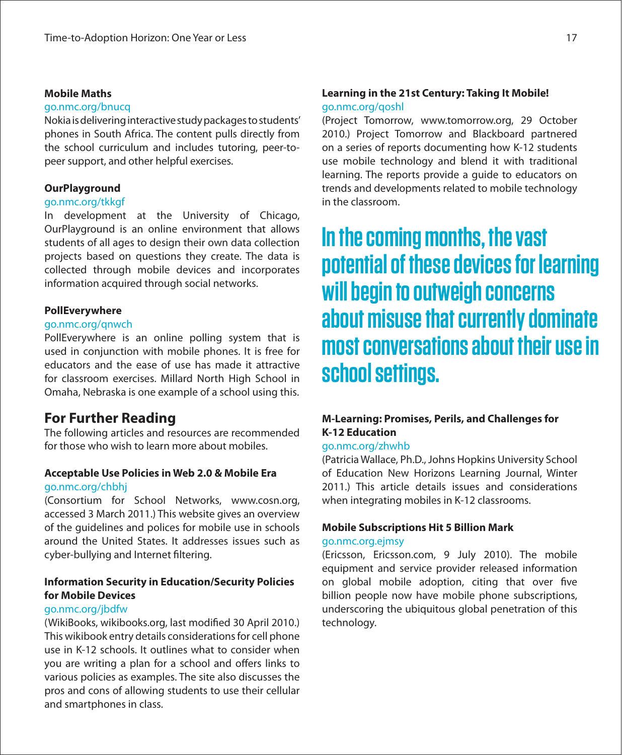**Mobile Maths**

go.nmc.org/bnucq

Nokia is delivering interactive study packages to students' phones in South Africa. The content pulls directly from the school curriculum and includes tutoring, peer-to-peer support, and other helpful exercises.

**OurPlayground**

go.nmc.org/tkkgf

In development at the University of Chicago, OurPlayground is an online environment that allows students of all ages to design their own data collection projects based on questions they create. The data is collected through mobile devices and incorporates information acquired through social networks.

**PollEverywhere**

go.nmc.org/qnwch

PollEverywhere is an online polling system that is used in conjunction with mobile phones. It is free for educators and the ease of use has made it attractive for classroom exercises. Millard North High School in Omaha, Nebraska is one example of a school using this.

## For Further Reading

The following articles and resources are recommended for those who wish to learn more about mobiles.

**Acceptable Use Policies in Web 2.0 & Mobile Era**

go.nmc.org/chbhj

(Consortium for School Networks, www.cosn.org, accessed 3 March 2011.) This website gives an overview of the guidelines and polices for mobile use in schools around the United States. It addresses issues such as cyber-bullying and Internet filtering.

**Information Security in Education/Security Policies for Mobile Devices**

go.nmc.org/jbdfw

(WikiBooks, wikibooks.org, last modified 30 April 2010.) This wikibook entry details considerations for cell phone use in K-12 schools. It outlines what to consider when you are writing a plan for a school and offers links to various policies as examples. The site also discusses the pros and cons of allowing students to use their cellular and smartphones in class.

**Learning in the 21st Century: Taking It Mobile!**

go.nmc.org/qoshl

(Project Tomorrow, www.tomorrow.org, 29 October 2010.) Project Tomorrow and Blackboard partnered on a series of reports documenting how K-12 students use mobile technology and blend it with traditional learning. The reports provide a guide to educators on trends and developments related to mobile technology in the classroom.

**In the coming months, the vast potential of these devices for learning will begin to outweigh concerns about misuse that currently dominate most conversations about their use in school settings.**

**M-Learning: Promises, Perils, and Challenges for K-12 Education**

go.nmc.org/zhwhb

(Patricia Wallace, Ph.D., Johns Hopkins University School of Education New Horizons Learning Journal, Winter 2011.) This article details issues and considerations when integrating mobiles in K-12 classrooms.

**Mobile Subscriptions Hit 5 Billion Mark**

go.nmc.org.ejmsy

(Ericsson, Ericsson.com, 9 July 2010). The mobile equipment and service provider released information on global mobile adoption, citing that over five billion people now have mobile phone subscriptions, underscoring the ubiquitous global penetration of this technology.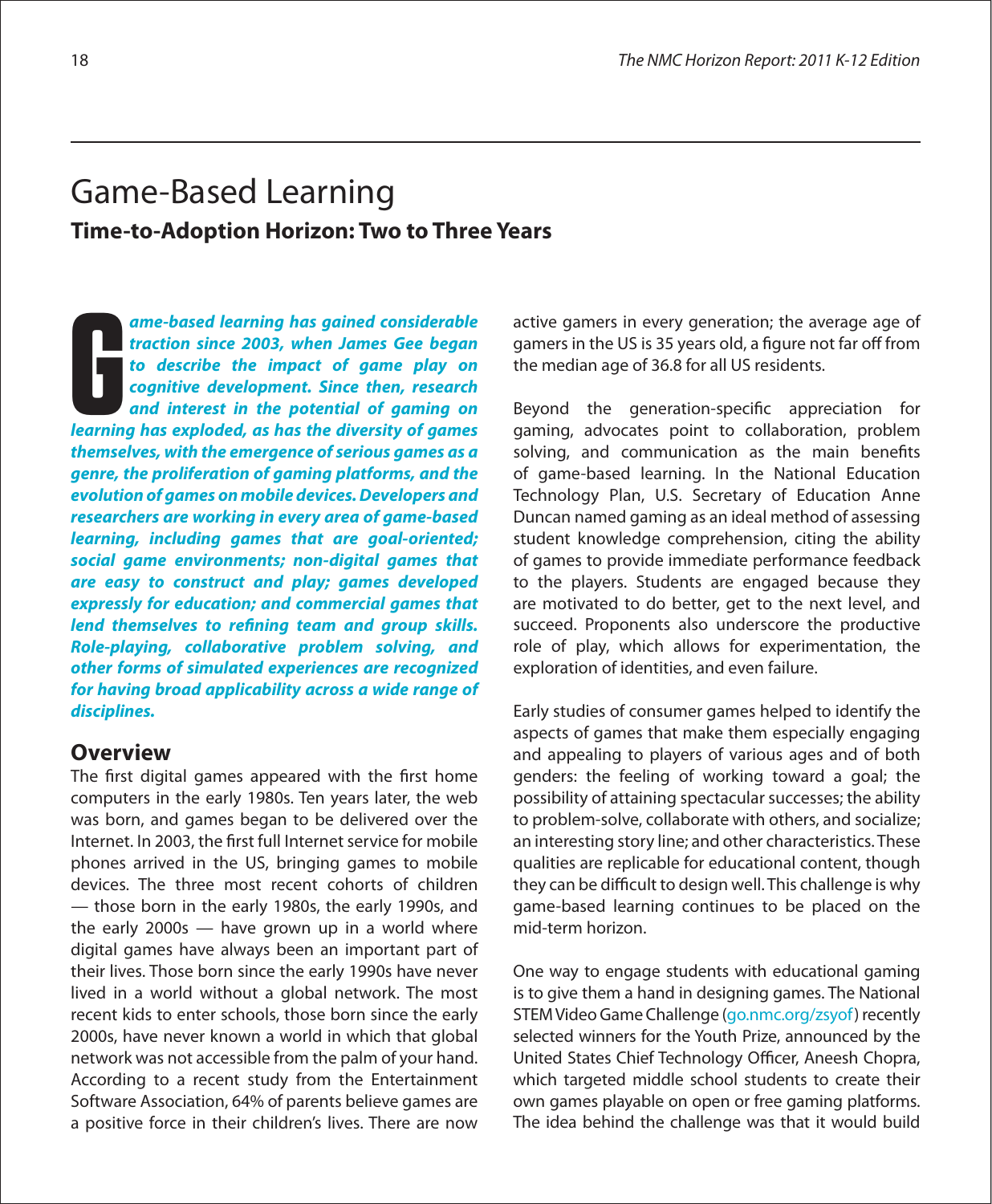# Game-Based Learning

## Time-to-Adoption Horizon: Two to Three Years

***Game-based learning has gained considerable traction since 2003, when James Gee began to describe the impact of game play on cognitive development. Since then, research and interest in the potential of gaming on learning has exploded, as has the diversity of games themselves, with the emergence of serious games as a genre, the proliferation of gaming platforms, and the evolution of games on mobile devices. Developers and researchers are working in every area of game-based learning, including games that are goal-oriented; social game environments; non-digital games that are easy to construct and play; games developed expressly for education; and commercial games that lend themselves to refining team and group skills. Role-playing, collaborative problem solving, and other forms of simulated experiences are recognized for having broad applicability across a wide range of disciplines.***

### Overview

The first digital games appeared with the first home computers in the early 1980s. Ten years later, the web was born, and games began to be delivered over the Internet. In 2003, the first full Internet service for mobile phones arrived in the US, bringing games to mobile devices. The three most recent cohorts of children — those born in the early 1980s, the early 1990s, and the early 2000s — have grown up in a world where digital games have always been an important part of their lives. Those born since the early 1990s have never lived in a world without a global network. The most recent kids to enter schools, those born since the early 2000s, have never known a world in which that global network was not accessible from the palm of your hand. According to a recent study from the Entertainment Software Association, 64% of parents believe games are a positive force in their children's lives. There are now active gamers in every generation; the average age of gamers in the US is 35 years old, a figure not far off from the median age of 36.8 for all US residents.

Beyond the generation-specific appreciation for gaming, advocates point to collaboration, problem solving, and communication as the main benefits of game-based learning. In the National Education Technology Plan, U.S. Secretary of Education Anne Duncan named gaming as an ideal method of assessing student knowledge comprehension, citing the ability of games to provide immediate performance feedback to the players. Students are engaged because they are motivated to do better, get to the next level, and succeed. Proponents also underscore the productive role of play, which allows for experimentation, the exploration of identities, and even failure.

Early studies of consumer games helped to identify the aspects of games that make them especially engaging and appealing to players of various ages and of both genders: the feeling of working toward a goal; the possibility of attaining spectacular successes; the ability to problem-solve, collaborate with others, and socialize; an interesting story line; and other characteristics. These qualities are replicable for educational content, though they can be difficult to design well. This challenge is why game-based learning continues to be placed on the mid-term horizon.

One way to engage students with educational gaming is to give them a hand in designing games. The National STEM Video Game Challenge (go.nmc.org/zsyof) recently selected winners for the Youth Prize, announced by the United States Chief Technology Officer, Aneesh Chopra, which targeted middle school students to create their own games playable on open or free gaming platforms. The idea behind the challenge was that it would build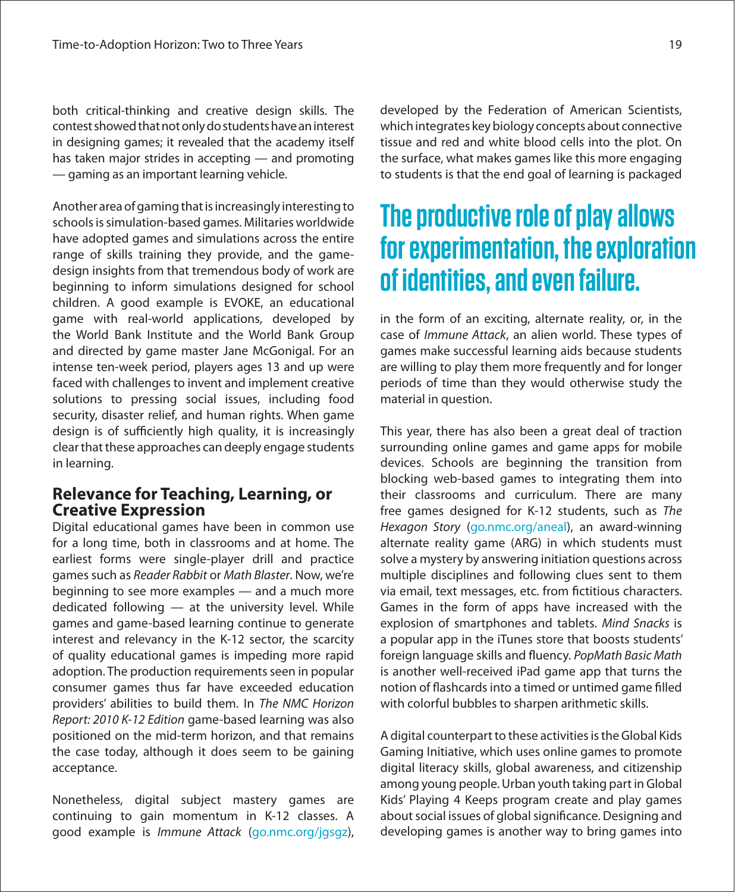both critical-thinking and creative design skills. The contest showed that not only do students have an interest in designing games; it revealed that the academy itself has taken major strides in accepting — and promoting — gaming as an important learning vehicle.

Another area of gaming that is increasingly interesting to schools is simulation-based games. Militaries worldwide have adopted games and simulations across the entire range of skills training they provide, and the game-design insights from that tremendous body of work are beginning to inform simulations designed for school children. A good example is EVOKE, an educational game with real-world applications, developed by the World Bank Institute and the World Bank Group and directed by game master Jane McGonigal. For an intense ten-week period, players ages 13 and up were faced with challenges to invent and implement creative solutions to pressing social issues, including food security, disaster relief, and human rights. When game design is of sufficiently high quality, it is increasingly clear that these approaches can deeply engage students in learning.

## Relevance for Teaching, Learning, or Creative Expression

Digital educational games have been in common use for a long time, both in classrooms and at home. The earliest forms were single-player drill and practice games such as *Reader Rabbit* or *Math Blaster*. Now, we're beginning to see more examples — and a much more dedicated following — at the university level. While games and game-based learning continue to generate interest and relevancy in the K-12 sector, the scarcity of quality educational games is impeding more rapid adoption. The production requirements seen in popular consumer games thus far have exceeded education providers' abilities to build them. In *The NMC Horizon Report: 2010 K-12 Edition* game-based learning was also positioned on the mid-term horizon, and that remains the case today, although it does seem to be gaining acceptance.

Nonetheless, digital subject mastery games are continuing to gain momentum in K-12 classes. A good example is *Immune Attack* (go.nmc.org/jgsgz), developed by the Federation of American Scientists, which integrates key biology concepts about connective tissue and red and white blood cells into the plot. On the surface, what makes games like this more engaging to students is that the end goal of learning is packaged in the form of an exciting, alternate reality, or, in the case of *Immune Attack*, an alien world. These types of games make successful learning aids because students are willing to play them more frequently and for longer periods of time than they would otherwise study the material in question.

> **The productive role of play allows for experimentation, the exploration of identities, and even failure.**

This year, there has also been a great deal of traction surrounding online games and game apps for mobile devices. Schools are beginning the transition from blocking web-based games to integrating them into their classrooms and curriculum. There are many free games designed for K-12 students, such as *The Hexagon Story* (go.nmc.org/aneal), an award-winning alternate reality game (ARG) in which students must solve a mystery by answering initiation questions across multiple disciplines and following clues sent to them via email, text messages, etc. from fictitious characters. Games in the form of apps have increased with the explosion of smartphones and tablets. *Mind Snacks* is a popular app in the iTunes store that boosts students' foreign language skills and fluency. *PopMath Basic Math* is another well-received iPad game app that turns the notion of flashcards into a timed or untimed game filled with colorful bubbles to sharpen arithmetic skills.

A digital counterpart to these activities is the Global Kids Gaming Initiative, which uses online games to promote digital literacy skills, global awareness, and citizenship among young people. Urban youth taking part in Global Kids' Playing 4 Keeps program create and play games about social issues of global significance. Designing and developing games is another way to bring games into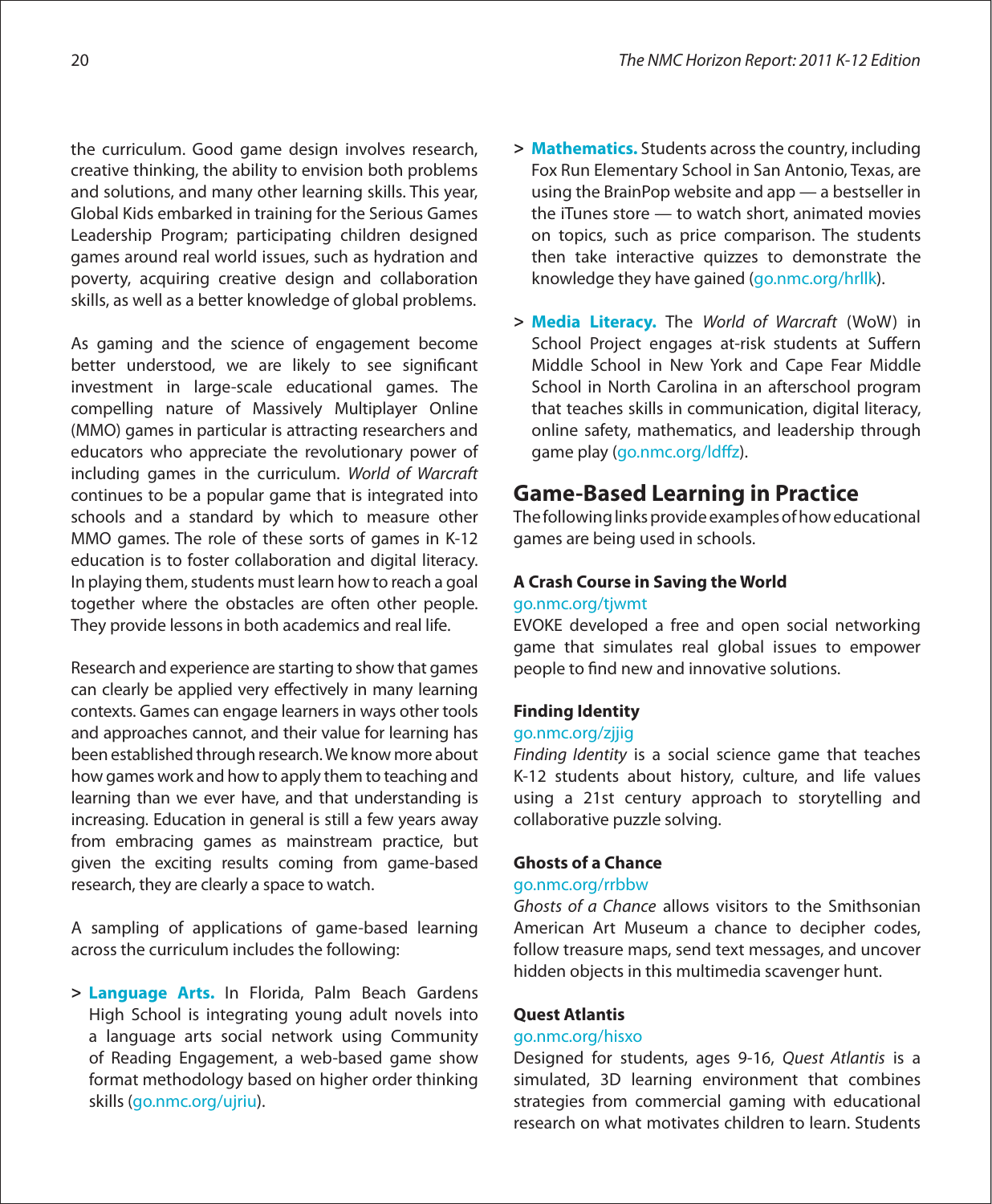the curriculum. Good game design involves research, creative thinking, the ability to envision both problems and solutions, and many other learning skills. This year, Global Kids embarked in training for the Serious Games Leadership Program; participating children designed games around real world issues, such as hydration and poverty, acquiring creative design and collaboration skills, as well as a better knowledge of global problems.

As gaming and the science of engagement become better understood, we are likely to see significant investment in large-scale educational games. The compelling nature of Massively Multiplayer Online (MMO) games in particular is attracting researchers and educators who appreciate the revolutionary power of including games in the curriculum. *World of Warcraft* continues to be a popular game that is integrated into schools and a standard by which to measure other MMO games. The role of these sorts of games in K-12 education is to foster collaboration and digital literacy. In playing them, students must learn how to reach a goal together where the obstacles are often other people. They provide lessons in both academics and real life.

Research and experience are starting to show that games can clearly be applied very effectively in many learning contexts. Games can engage learners in ways other tools and approaches cannot, and their value for learning has been established through research. We know more about how games work and how to apply them to teaching and learning than we ever have, and that understanding is increasing. Education in general is still a few years away from embracing games as mainstream practice, but given the exciting results coming from game-based research, they are clearly a space to watch.

A sampling of applications of game-based learning across the curriculum includes the following:

> **Language Arts.** In Florida, Palm Beach Gardens High School is integrating young adult novels into a language arts social network using Community of Reading Engagement, a web-based game show format methodology based on higher order thinking skills (go.nmc.org/ujriu).

> **Mathematics.** Students across the country, including Fox Run Elementary School in San Antonio, Texas, are using the BrainPop website and app — a bestseller in the iTunes store — to watch short, animated movies on topics, such as price comparison. The students then take interactive quizzes to demonstrate the knowledge they have gained (go.nmc.org/hrllk).

> **Media Literacy.** The *World of Warcraft* (WoW) in School Project engages at-risk students at Suffern Middle School in New York and Cape Fear Middle School in North Carolina in an afterschool program that teaches skills in communication, digital literacy, online safety, mathematics, and leadership through game play (go.nmc.org/ldffz).

## Game-Based Learning in Practice

The following links provide examples of how educational games are being used in schools.

### A Crash Course in Saving the World

go.nmc.org/tjwmt

EVOKE developed a free and open social networking game that simulates real global issues to empower people to find new and innovative solutions.

### Finding Identity

go.nmc.org/zjjig

*Finding Identity* is a social science game that teaches K-12 students about history, culture, and life values using a 21st century approach to storytelling and collaborative puzzle solving.

### Ghosts of a Chance

go.nmc.org/rrbbw

*Ghosts of a Chance* allows visitors to the Smithsonian American Art Museum a chance to decipher codes, follow treasure maps, send text messages, and uncover hidden objects in this multimedia scavenger hunt.

### Quest Atlantis

go.nmc.org/hisxo

Designed for students, ages 9-16, *Quest Atlantis* is a simulated, 3D learning environment that combines strategies from commercial gaming with educational research on what motivates children to learn. Students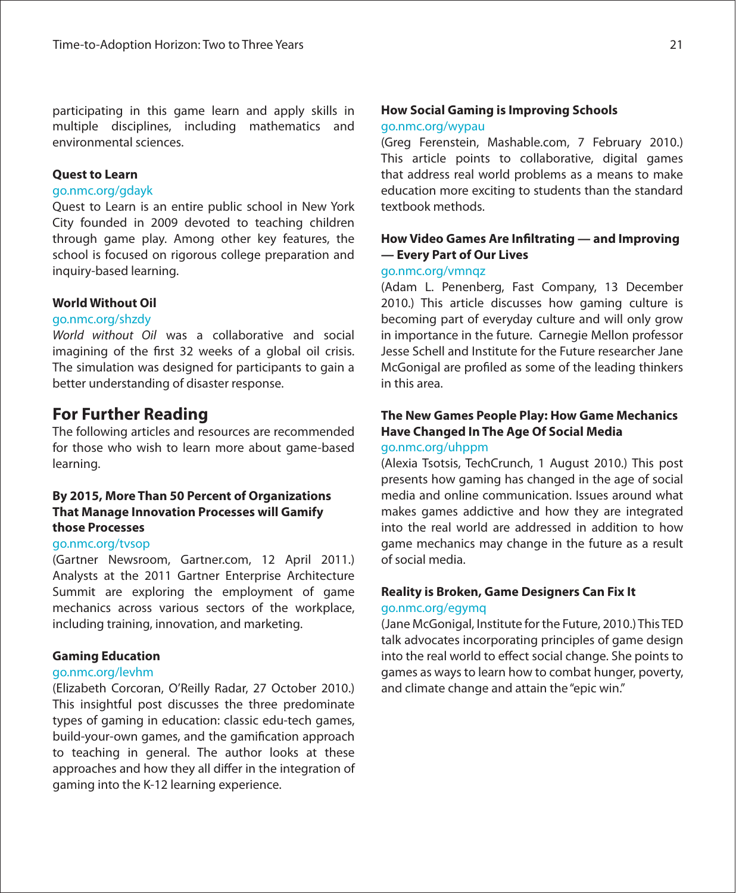participating in this game learn and apply skills in multiple disciplines, including mathematics and environmental sciences.

**Quest to Learn**
go.nmc.org/gdayk
Quest to Learn is an entire public school in New York City founded in 2009 devoted to teaching children through game play. Among other key features, the school is focused on rigorous college preparation and inquiry-based learning.

**World Without Oil**
go.nmc.org/shzdy
*World without Oil* was a collaborative and social imagining of the first 32 weeks of a global oil crisis. The simulation was designed for participants to gain a better understanding of disaster response.

## For Further Reading

The following articles and resources are recommended for those who wish to learn more about game-based learning.

**By 2015, More Than 50 Percent of Organizations That Manage Innovation Processes will Gamify those Processes**
go.nmc.org/tvsop
(Gartner Newsroom, Gartner.com, 12 April 2011.) Analysts at the 2011 Gartner Enterprise Architecture Summit are exploring the employment of game mechanics across various sectors of the workplace, including training, innovation, and marketing.

**Gaming Education**
go.nmc.org/levhm
(Elizabeth Corcoran, O'Reilly Radar, 27 October 2010.) This insightful post discusses the three predominate types of gaming in education: classic edu-tech games, build-your-own games, and the gamification approach to teaching in general. The author looks at these approaches and how they all differ in the integration of gaming into the K-12 learning experience.

**How Social Gaming is Improving Schools**
go.nmc.org/wypau
(Greg Ferenstein, Mashable.com, 7 February 2010.) This article points to collaborative, digital games that address real world problems as a means to make education more exciting to students than the standard textbook methods.

**How Video Games Are Infiltrating — and Improving — Every Part of Our Lives**
go.nmc.org/vmnqz
(Adam L. Penenberg, Fast Company, 13 December 2010.) This article discusses how gaming culture is becoming part of everyday culture and will only grow in importance in the future. Carnegie Mellon professor Jesse Schell and Institute for the Future researcher Jane McGonigal are profiled as some of the leading thinkers in this area.

**The New Games People Play: How Game Mechanics Have Changed In The Age Of Social Media**
go.nmc.org/uhppm
(Alexia Tsotsis, TechCrunch, 1 August 2010.) This post presents how gaming has changed in the age of social media and online communication. Issues around what makes games addictive and how they are integrated into the real world are addressed in addition to how game mechanics may change in the future as a result of social media.

**Reality is Broken, Game Designers Can Fix It**
go.nmc.org/egymq
(Jane McGonigal, Institute for the Future, 2010.) This TED talk advocates incorporating principles of game design into the real world to effect social change. She points to games as ways to learn how to combat hunger, poverty, and climate change and attain the "epic win."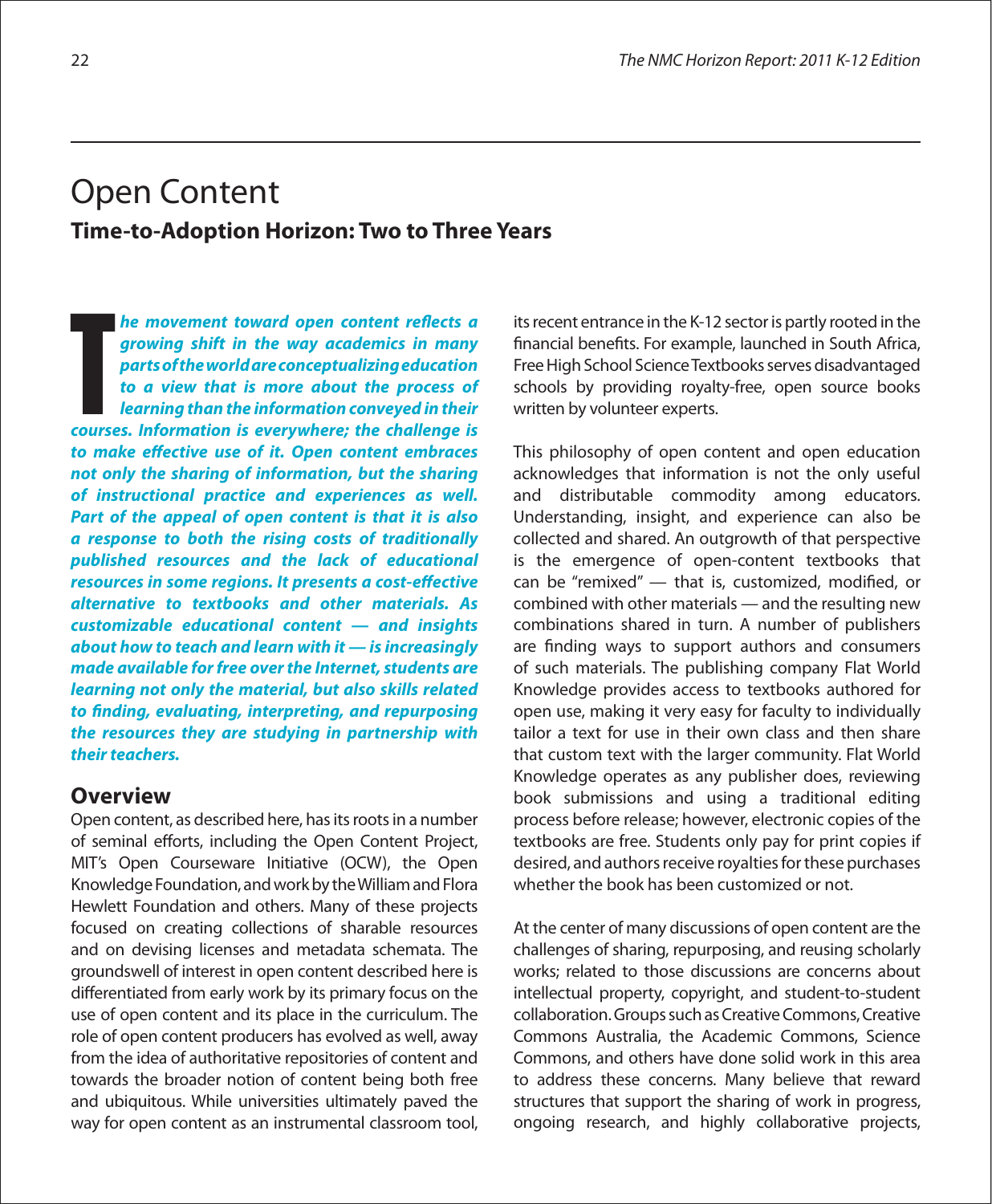# Open Content

## Time-to-Adoption Horizon: Two to Three Years

***The movement toward open content reflects a growing shift in the way academics in many parts of the world are conceptualizing education to a view that is more about the process of learning than the information conveyed in their courses. Information is everywhere; the challenge is to make effective use of it. Open content embraces not only the sharing of information, but the sharing of instructional practice and experiences as well. Part of the appeal of open content is that it is also a response to both the rising costs of traditionally published resources and the lack of educational resources in some regions. It presents a cost-effective alternative to textbooks and other materials. As customizable educational content — and insights about how to teach and learn with it — is increasingly made available for free over the Internet, students are learning not only the material, but also skills related to finding, evaluating, interpreting, and repurposing the resources they are studying in partnership with their teachers.***

## Overview

Open content, as described here, has its roots in a number of seminal efforts, including the Open Content Project, MIT's Open Courseware Initiative (OCW), the Open Knowledge Foundation, and work by the William and Flora Hewlett Foundation and others. Many of these projects focused on creating collections of sharable resources and on devising licenses and metadata schemata. The groundswell of interest in open content described here is differentiated from early work by its primary focus on the use of open content and its place in the curriculum. The role of open content producers has evolved as well, away from the idea of authoritative repositories of content and towards the broader notion of content being both free and ubiquitous. While universities ultimately paved the way for open content as an instrumental classroom tool, its recent entrance in the K-12 sector is partly rooted in the financial benefits. For example, launched in South Africa, Free High School Science Textbooks serves disadvantaged schools by providing royalty-free, open source books written by volunteer experts.

This philosophy of open content and open education acknowledges that information is not the only useful and distributable commodity among educators. Understanding, insight, and experience can also be collected and shared. An outgrowth of that perspective is the emergence of open-content textbooks that can be "remixed" — that is, customized, modified, or combined with other materials — and the resulting new combinations shared in turn. A number of publishers are finding ways to support authors and consumers of such materials. The publishing company Flat World Knowledge provides access to textbooks authored for open use, making it very easy for faculty to individually tailor a text for use in their own class and then share that custom text with the larger community. Flat World Knowledge operates as any publisher does, reviewing book submissions and using a traditional editing process before release; however, electronic copies of the textbooks are free. Students only pay for print copies if desired, and authors receive royalties for these purchases whether the book has been customized or not.

At the center of many discussions of open content are the challenges of sharing, repurposing, and reusing scholarly works; related to those discussions are concerns about intellectual property, copyright, and student-to-student collaboration. Groups such as Creative Commons, Creative Commons Australia, the Academic Commons, Science Commons, and others have done solid work in this area to address these concerns. Many believe that reward structures that support the sharing of work in progress, ongoing research, and highly collaborative projects,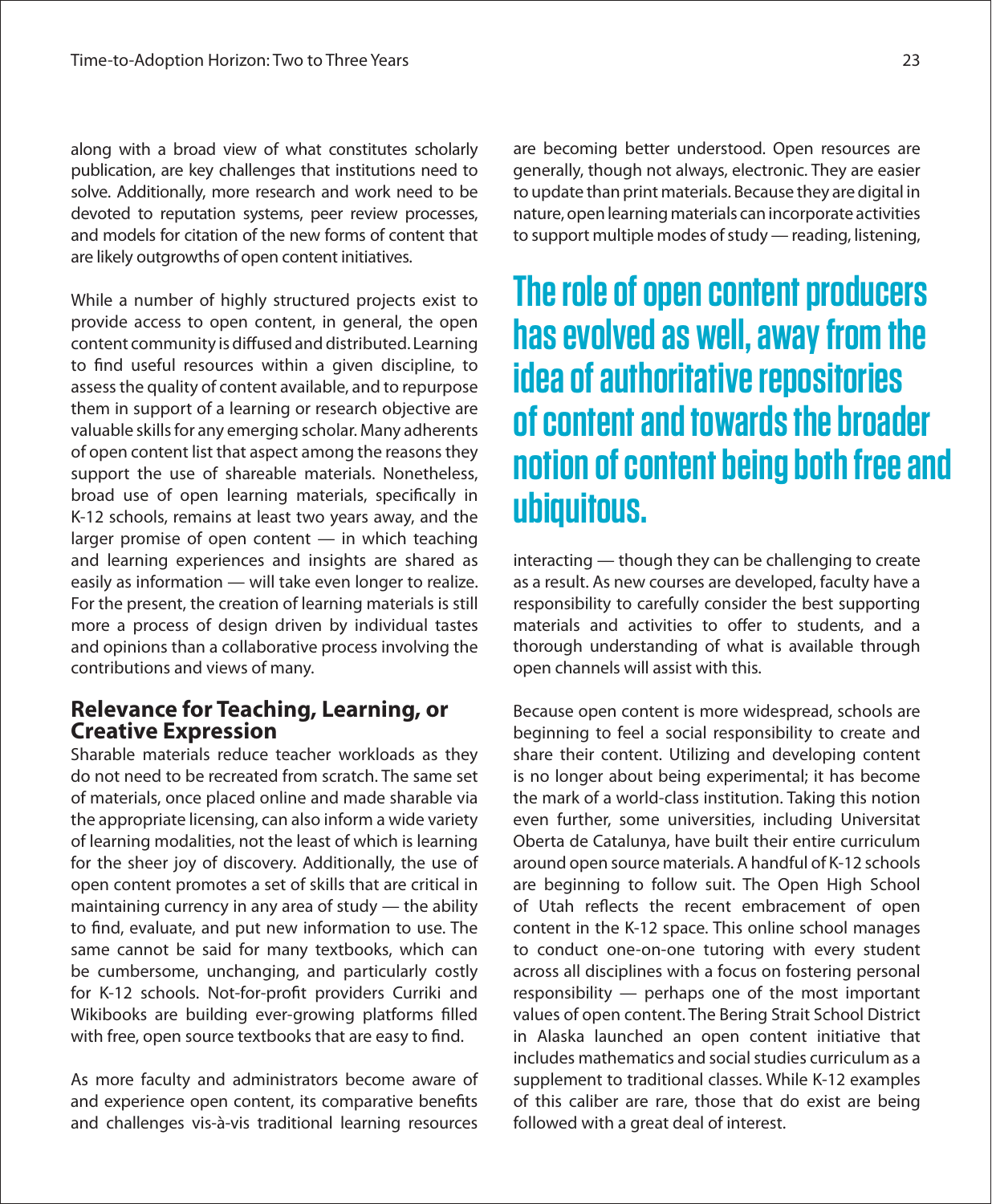along with a broad view of what constitutes scholarly publication, are key challenges that institutions need to solve. Additionally, more research and work need to be devoted to reputation systems, peer review processes, and models for citation of the new forms of content that are likely outgrowths of open content initiatives.

While a number of highly structured projects exist to provide access to open content, in general, the open content community is diffused and distributed. Learning to find useful resources within a given discipline, to assess the quality of content available, and to repurpose them in support of a learning or research objective are valuable skills for any emerging scholar. Many adherents of open content list that aspect among the reasons they support the use of shareable materials. Nonetheless, broad use of open learning materials, specifically in K-12 schools, remains at least two years away, and the larger promise of open content — in which teaching and learning experiences and insights are shared as easily as information — will take even longer to realize. For the present, the creation of learning materials is still more a process of design driven by individual tastes and opinions than a collaborative process involving the contributions and views of many.

## Relevance for Teaching, Learning, or Creative Expression

Sharable materials reduce teacher workloads as they do not need to be recreated from scratch. The same set of materials, once placed online and made sharable via the appropriate licensing, can also inform a wide variety of learning modalities, not the least of which is learning for the sheer joy of discovery. Additionally, the use of open content promotes a set of skills that are critical in maintaining currency in any area of study — the ability to find, evaluate, and put new information to use. The same cannot be said for many textbooks, which can be cumbersome, unchanging, and particularly costly for K-12 schools. Not-for-profit providers Curriki and Wikibooks are building ever-growing platforms filled with free, open source textbooks that are easy to find.

As more faculty and administrators become aware of and experience open content, its comparative benefits and challenges vis-à-vis traditional learning resources are becoming better understood. Open resources are generally, though not always, electronic. They are easier to update than print materials. Because they are digital in nature, open learning materials can incorporate activities to support multiple modes of study — reading, listening, interacting — though they can be challenging to create as a result. As new courses are developed, faculty have a responsibility to carefully consider the best supporting materials and activities to offer to students, and a thorough understanding of what is available through open channels will assist with this.

**The role of open content producers has evolved as well, away from the idea of authoritative repositories of content and towards the broader notion of content being both free and ubiquitous.**

Because open content is more widespread, schools are beginning to feel a social responsibility to create and share their content. Utilizing and developing content is no longer about being experimental; it has become the mark of a world-class institution. Taking this notion even further, some universities, including Universitat Oberta de Catalunya, have built their entire curriculum around open source materials. A handful of K-12 schools are beginning to follow suit. The Open High School of Utah reflects the recent embracement of open content in the K-12 space. This online school manages to conduct one-on-one tutoring with every student across all disciplines with a focus on fostering personal responsibility — perhaps one of the most important values of open content. The Bering Strait School District in Alaska launched an open content initiative that includes mathematics and social studies curriculum as a supplement to traditional classes. While K-12 examples of this caliber are rare, those that do exist are being followed with a great deal of interest.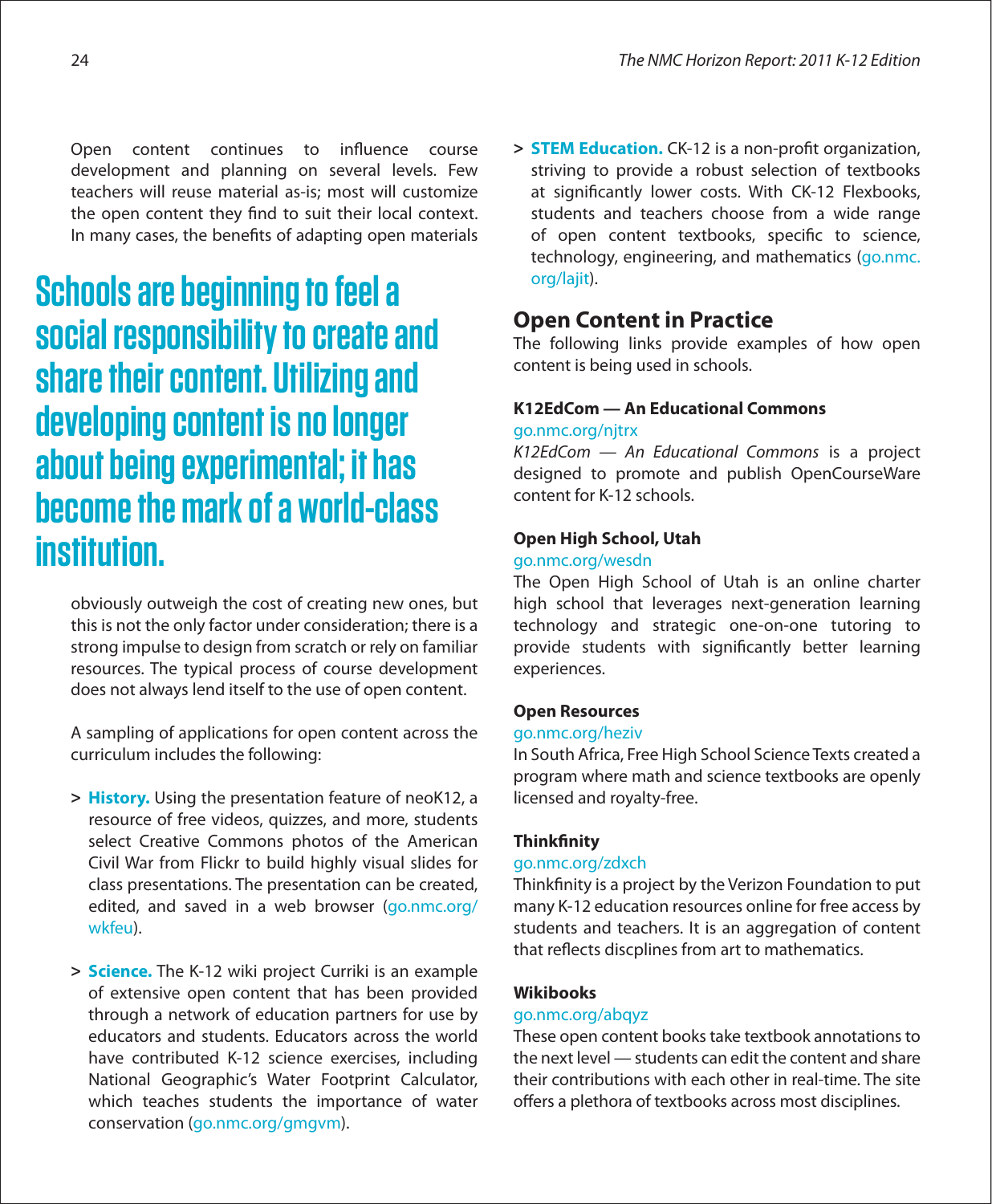Open content continues to influence course development and planning on several levels. Few teachers will reuse material as-is; most will customize the open content they find to suit their local context. In many cases, the benefits of adapting open materials obviously outweigh the cost of creating new ones, but this is not the only factor under consideration; there is a strong impulse to design from scratch or rely on familiar resources. The typical process of course development does not always lend itself to the use of open content.

> **Schools are beginning to feel a social responsibility to create and share their content. Utilizing and developing content is no longer about being experimental; it has become the mark of a world-class institution.**

A sampling of applications for open content across the curriculum includes the following:

- **History.** Using the presentation feature of neoK12, a resource of free videos, quizzes, and more, students select Creative Commons photos of the American Civil War from Flickr to build highly visual slides for class presentations. The presentation can be created, edited, and saved in a web browser (go.nmc.org/wkfeu).
- **Science.** The K-12 wiki project Curriki is an example of extensive open content that has been provided through a network of education partners for use by educators and students. Educators across the world have contributed K-12 science exercises, including National Geographic's Water Footprint Calculator, which teaches students the importance of water conservation (go.nmc.org/gmgvm).
- **STEM Education.** CK-12 is a non-profit organization, striving to provide a robust selection of textbooks at significantly lower costs. With CK-12 Flexbooks, students and teachers choose from a wide range of open content textbooks, specific to science, technology, engineering, and mathematics (go.nmc.org/lajit).

## Open Content in Practice

The following links provide examples of how open content is being used in schools.

**K12EdCom — An Educational Commons**
go.nmc.org/njtrx
*K12EdCom — An Educational Commons* is a project designed to promote and publish OpenCourseWare content for K-12 schools.

**Open High School, Utah**
go.nmc.org/wesdn
The Open High School of Utah is an online charter high school that leverages next-generation learning technology and strategic one-on-one tutoring to provide students with significantly better learning experiences.

**Open Resources**
go.nmc.org/heziv
In South Africa, Free High School Science Texts created a program where math and science textbooks are openly licensed and royalty-free.

**Thinkfinity**
go.nmc.org/zdxch
Thinkfinity is a project by the Verizon Foundation to put many K-12 education resources online for free access by students and teachers. It is an aggregation of content that reflects discplines from art to mathematics.

**Wikibooks**
go.nmc.org/abqyz
These open content books take textbook annotations to the next level — students can edit the content and share their contributions with each other in real-time. The site offers a plethora of textbooks across most disciplines.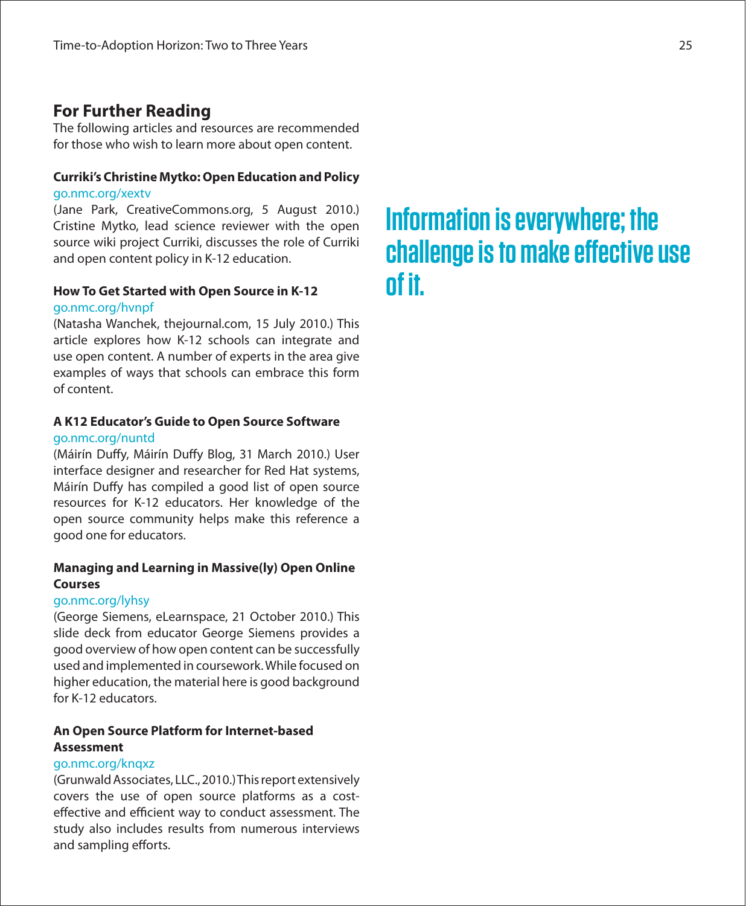## For Further Reading

The following articles and resources are recommended for those who wish to learn more about open content.

**Curriki's Christine Mytko: Open Education and Policy**
go.nmc.org/xextv
(Jane Park, CreativeCommons.org, 5 August 2010.) Cristine Mytko, lead science reviewer with the open source wiki project Curriki, discusses the role of Curriki and open content policy in K-12 education.

**How To Get Started with Open Source in K-12**
go.nmc.org/hvnpf
(Natasha Wanchek, thejournal.com, 15 July 2010.) This article explores how K-12 schools can integrate and use open content. A number of experts in the area give examples of ways that schools can embrace this form of content.

**A K12 Educator's Guide to Open Source Software**
go.nmc.org/nuntd
(Máirín Duffy, Máirín Duffy Blog, 31 March 2010.) User interface designer and researcher for Red Hat systems, Máirín Duffy has compiled a good list of open source resources for K-12 educators. Her knowledge of the open source community helps make this reference a good one for educators.

**Managing and Learning in Massive(ly) Open Online Courses**
go.nmc.org/lyhsy
(George Siemens, eLearnspace, 21 October 2010.) This slide deck from educator George Siemens provides a good overview of how open content can be successfully used and implemented in coursework. While focused on higher education, the material here is good background for K-12 educators.

**An Open Source Platform for Internet-based Assessment**
go.nmc.org/knqxz
(Grunwald Associates, LLC., 2010.) This report extensively covers the use of open source platforms as a cost-effective and efficient way to conduct assessment. The study also includes results from numerous interviews and sampling efforts.

**Information is everywhere; the challenge is to make effective use of it.**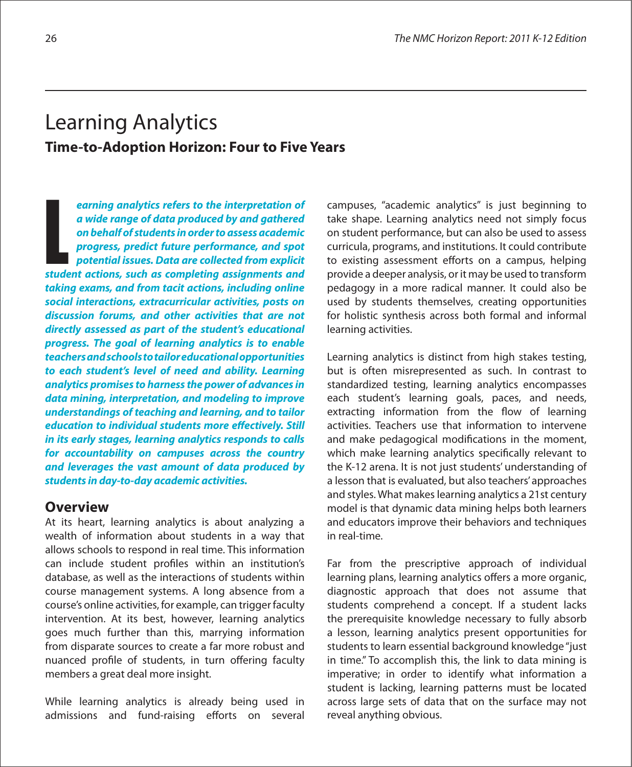# Learning Analytics

## Time-to-Adoption Horizon: Four to Five Years

***Learning analytics refers to the interpretation of a wide range of data produced by and gathered on behalf of students in order to assess academic progress, predict future performance, and spot potential issues. Data are collected from explicit student actions, such as completing assignments and taking exams, and from tacit actions, including online social interactions, extracurricular activities, posts on discussion forums, and other activities that are not directly assessed as part of the student's educational progress. The goal of learning analytics is to enable teachers and schools to tailor educational opportunities to each student's level of need and ability. Learning analytics promises to harness the power of advances in data mining, interpretation, and modeling to improve understandings of teaching and learning, and to tailor education to individual students more effectively. Still in its early stages, learning analytics responds to calls for accountability on campuses across the country and leverages the vast amount of data produced by students in day-to-day academic activities.***

## Overview

At its heart, learning analytics is about analyzing a wealth of information about students in a way that allows schools to respond in real time. This information can include student profiles within an institution's database, as well as the interactions of students within course management systems. A long absence from a course's online activities, for example, can trigger faculty intervention. At its best, however, learning analytics goes much further than this, marrying information from disparate sources to create a far more robust and nuanced profile of students, in turn offering faculty members a great deal more insight.

While learning analytics is already being used in admissions and fund-raising efforts on several campuses, "academic analytics" is just beginning to take shape. Learning analytics need not simply focus on student performance, but can also be used to assess curricula, programs, and institutions. It could contribute to existing assessment efforts on a campus, helping provide a deeper analysis, or it may be used to transform pedagogy in a more radical manner. It could also be used by students themselves, creating opportunities for holistic synthesis across both formal and informal learning activities.

Learning analytics is distinct from high stakes testing, but is often misrepresented as such. In contrast to standardized testing, learning analytics encompasses each student's learning goals, paces, and needs, extracting information from the flow of learning activities. Teachers use that information to intervene and make pedagogical modifications in the moment, which make learning analytics specifically relevant to the K-12 arena. It is not just students' understanding of a lesson that is evaluated, but also teachers' approaches and styles. What makes learning analytics a 21st century model is that dynamic data mining helps both learners and educators improve their behaviors and techniques in real-time.

Far from the prescriptive approach of individual learning plans, learning analytics offers a more organic, diagnostic approach that does not assume that students comprehend a concept. If a student lacks the prerequisite knowledge necessary to fully absorb a lesson, learning analytics present opportunities for students to learn essential background knowledge "just in time." To accomplish this, the link to data mining is imperative; in order to identify what information a student is lacking, learning patterns must be located across large sets of data that on the surface may not reveal anything obvious.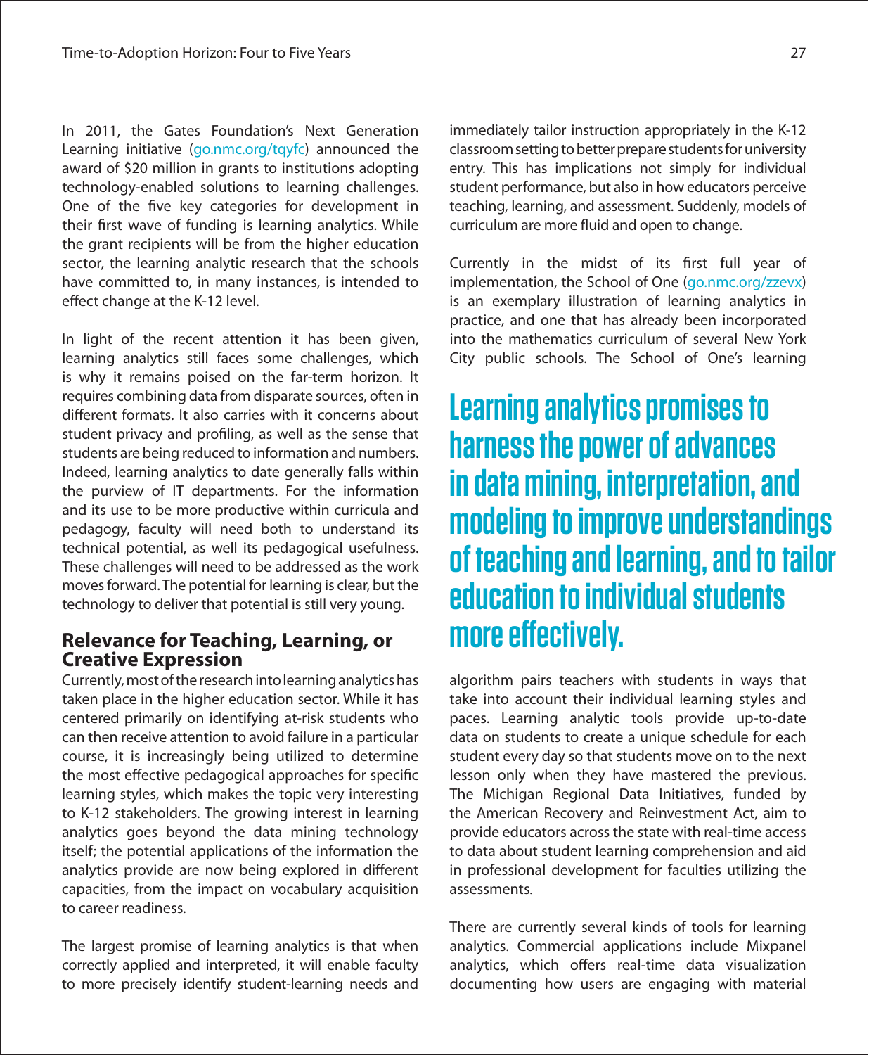In 2011, the Gates Foundation's Next Generation Learning initiative (go.nmc.org/tqyfc) announced the award of $20 million in grants to institutions adopting technology-enabled solutions to learning challenges. One of the five key categories for development in their first wave of funding is learning analytics. While the grant recipients will be from the higher education sector, the learning analytic research that the schools have committed to, in many instances, is intended to effect change at the K-12 level.

In light of the recent attention it has been given, learning analytics still faces some challenges, which is why it remains poised on the far-term horizon. It requires combining data from disparate sources, often in different formats. It also carries with it concerns about student privacy and profiling, as well as the sense that students are being reduced to information and numbers. Indeed, learning analytics to date generally falls within the purview of IT departments. For the information and its use to be more productive within curricula and pedagogy, faculty will need both to understand its technical potential, as well its pedagogical usefulness. These challenges will need to be addressed as the work moves forward. The potential for learning is clear, but the technology to deliver that potential is still very young.

## Relevance for Teaching, Learning, or Creative Expression

Currently, most of the research into learning analytics has taken place in the higher education sector. While it has centered primarily on identifying at-risk students who can then receive attention to avoid failure in a particular course, it is increasingly being utilized to determine the most effective pedagogical approaches for specific learning styles, which makes the topic very interesting to K-12 stakeholders. The growing interest in learning analytics goes beyond the data mining technology itself; the potential applications of the information the analytics provide are now being explored in different capacities, from the impact on vocabulary acquisition to career readiness.

The largest promise of learning analytics is that when correctly applied and interpreted, it will enable faculty to more precisely identify student-learning needs and immediately tailor instruction appropriately in the K-12 classroom setting to better prepare students for university entry. This has implications not simply for individual student performance, but also in how educators perceive teaching, learning, and assessment. Suddenly, models of curriculum are more fluid and open to change.

Currently in the midst of its first full year of implementation, the School of One (go.nmc.org/zzevx) is an exemplary illustration of learning analytics in practice, and one that has already been incorporated into the mathematics curriculum of several New York City public schools. The School of One's learning algorithm pairs teachers with students in ways that take into account their individual learning styles and paces. Learning analytic tools provide up-to-date data on students to create a unique schedule for each student every day so that students move on to the next lesson only when they have mastered the previous. The Michigan Regional Data Initiatives, funded by the American Recovery and Reinvestment Act, aim to provide educators across the state with real-time access to data about student learning comprehension and aid in professional development for faculties utilizing the assessments.

**Learning analytics promises to harness the power of advances in data mining, interpretation, and modeling to improve understandings of teaching and learning, and to tailor education to individual students more effectively.**

There are currently several kinds of tools for learning analytics. Commercial applications include Mixpanel analytics, which offers real-time data visualization documenting how users are engaging with material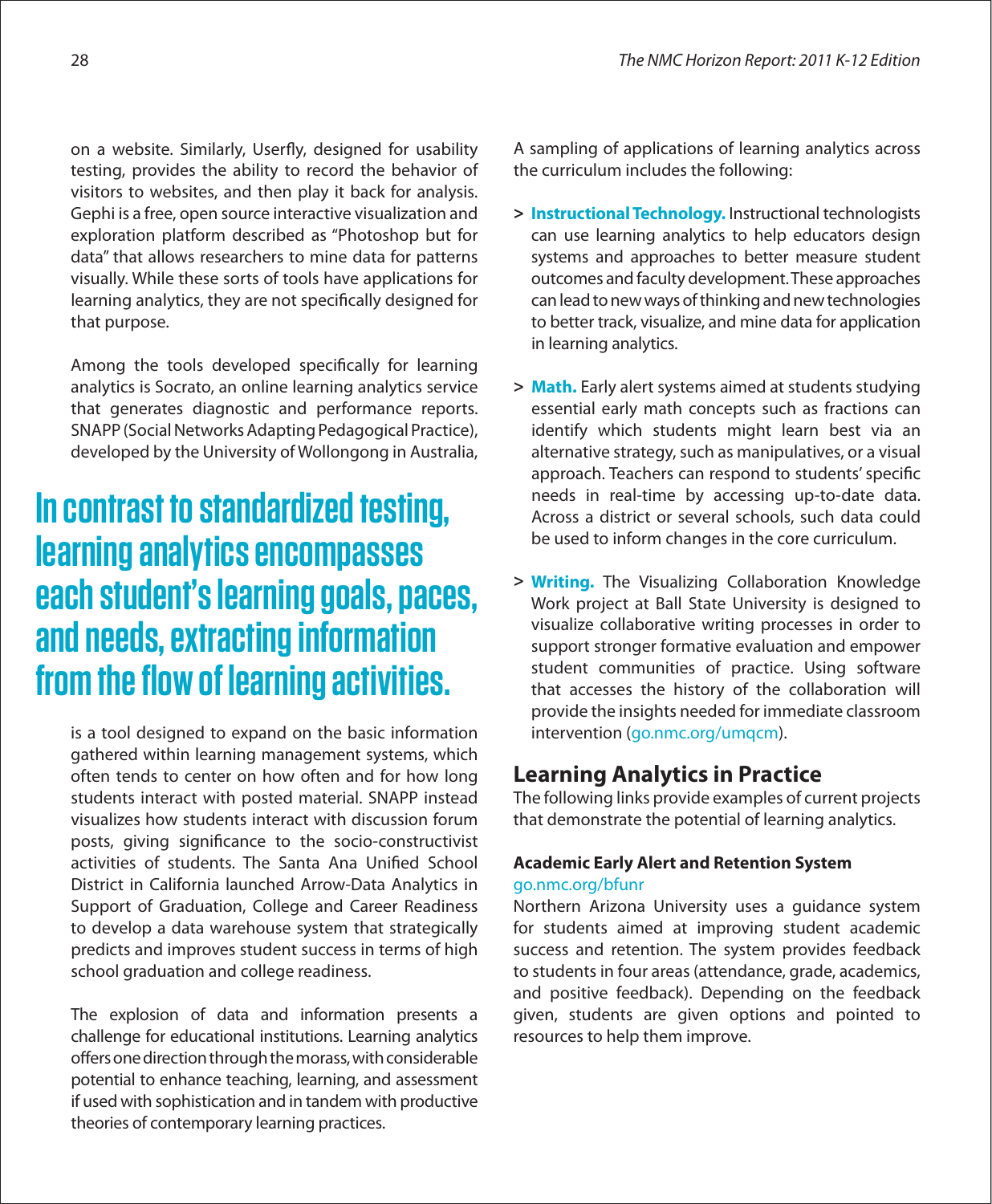on a website. Similarly, Userfly, designed for usability testing, provides the ability to record the behavior of visitors to websites, and then play it back for analysis. Gephi is a free, open source interactive visualization and exploration platform described as "Photoshop but for data" that allows researchers to mine data for patterns visually. While these sorts of tools have applications for learning analytics, they are not specifically designed for that purpose.

Among the tools developed specifically for learning analytics is Socrato, an online learning analytics service that generates diagnostic and performance reports. SNAPP (Social Networks Adapting Pedagogical Practice), developed by the University of Wollongong in Australia, is a tool designed to expand on the basic information gathered within learning management systems, which often tends to center on how often and for how long students interact with posted material. SNAPP instead visualizes how students interact with discussion forum posts, giving significance to the socio-constructivist activities of students. The Santa Ana Unified School District in California launched Arrow-Data Analytics in Support of Graduation, College and Career Readiness to develop a data warehouse system that strategically predicts and improves student success in terms of high school graduation and college readiness.

> **In contrast to standardized testing, learning analytics encompasses each student's learning goals, paces, and needs, extracting information from the flow of learning activities.**

The explosion of data and information presents a challenge for educational institutions. Learning analytics offers one direction through the morass, with considerable potential to enhance teaching, learning, and assessment if used with sophistication and in tandem with productive theories of contemporary learning practices.

A sampling of applications of learning analytics across the curriculum includes the following:

- **Instructional Technology.** Instructional technologists can use learning analytics to help educators design systems and approaches to better measure student outcomes and faculty development. These approaches can lead to new ways of thinking and new technologies to better track, visualize, and mine data for application in learning analytics.
- **Math.** Early alert systems aimed at students studying essential early math concepts such as fractions can identify which students might learn best via an alternative strategy, such as manipulatives, or a visual approach. Teachers can respond to students' specific needs in real-time by accessing up-to-date data. Across a district or several schools, such data could be used to inform changes in the core curriculum.
- **Writing.** The Visualizing Collaboration Knowledge Work project at Ball State University is designed to visualize collaborative writing processes in order to support stronger formative evaluation and empower student communities of practice. Using software that accesses the history of the collaboration will provide the insights needed for immediate classroom intervention (go.nmc.org/umqcm).

## Learning Analytics in Practice

The following links provide examples of current projects that demonstrate the potential of learning analytics.

**Academic Early Alert and Retention System**
go.nmc.org/bfunr
Northern Arizona University uses a guidance system for students aimed at improving student academic success and retention. The system provides feedback to students in four areas (attendance, grade, academics, and positive feedback). Depending on the feedback given, students are given options and pointed to resources to help them improve.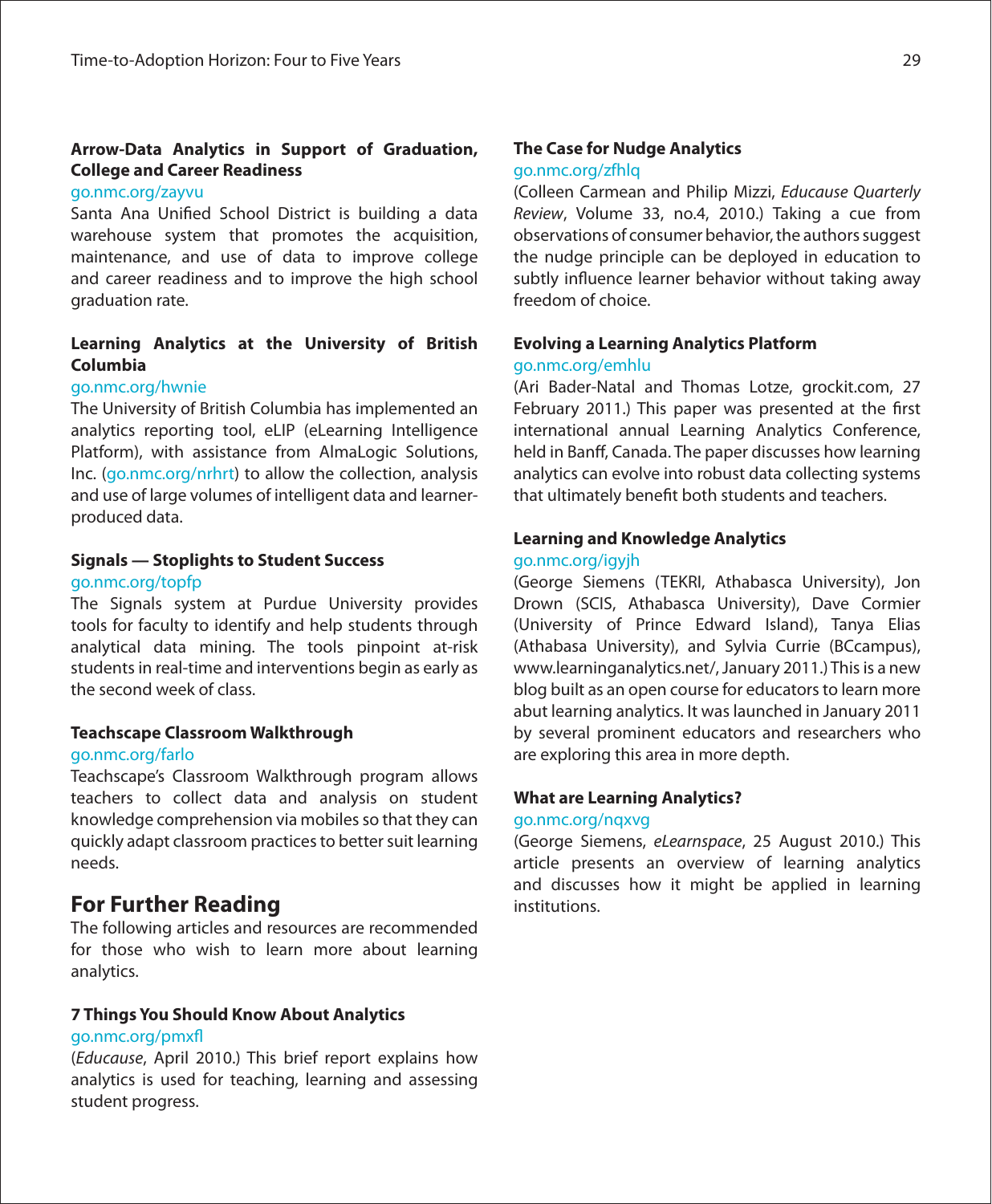**Arrow-Data Analytics in Support of Graduation, College and Career Readiness**

go.nmc.org/zayvu

Santa Ana Unified School District is building a data warehouse system that promotes the acquisition, maintenance, and use of data to improve college and career readiness and to improve the high school graduation rate.

**Learning Analytics at the University of British Columbia**

go.nmc.org/hwnie

The University of British Columbia has implemented an analytics reporting tool, eLIP (eLearning Intelligence Platform), with assistance from AlmaLogic Solutions, Inc. (go.nmc.org/nrhrt) to allow the collection, analysis and use of large volumes of intelligent data and learner-produced data.

**Signals — Stoplights to Student Success**

go.nmc.org/topfp

The Signals system at Purdue University provides tools for faculty to identify and help students through analytical data mining. The tools pinpoint at-risk students in real-time and interventions begin as early as the second week of class.

**Teachscape Classroom Walkthrough**

go.nmc.org/farlo

Teachscape's Classroom Walkthrough program allows teachers to collect data and analysis on student knowledge comprehension via mobiles so that they can quickly adapt classroom practices to better suit learning needs.

## For Further Reading

The following articles and resources are recommended for those who wish to learn more about learning analytics.

**7 Things You Should Know About Analytics**

go.nmc.org/pmxfl

(*Educause*, April 2010.) This brief report explains how analytics is used for teaching, learning and assessing student progress.

**The Case for Nudge Analytics**

go.nmc.org/zfhlq

(Colleen Carmean and Philip Mizzi, *Educause Quarterly Review*, Volume 33, no.4, 2010.) Taking a cue from observations of consumer behavior, the authors suggest the nudge principle can be deployed in education to subtly influence learner behavior without taking away freedom of choice.

**Evolving a Learning Analytics Platform**

go.nmc.org/emhlu

(Ari Bader-Natal and Thomas Lotze, grockit.com, 27 February 2011.) This paper was presented at the first international annual Learning Analytics Conference, held in Banff, Canada. The paper discusses how learning analytics can evolve into robust data collecting systems that ultimately benefit both students and teachers.

**Learning and Knowledge Analytics**

go.nmc.org/igyjh

(George Siemens (TEKRI, Athabasca University), Jon Drown (SCIS, Athabasca University), Dave Cormier (University of Prince Edward Island), Tanya Elias (Athabasa University), and Sylvia Currie (BCcampus), www.learninganalytics.net/, January 2011.) This is a new blog built as an open course for educators to learn more abut learning analytics. It was launched in January 2011 by several prominent educators and researchers who are exploring this area in more depth.

**What are Learning Analytics?**

go.nmc.org/nqxvg

(George Siemens, *eLearnspace*, 25 August 2010.) This article presents an overview of learning analytics and discusses how it might be applied in learning institutions.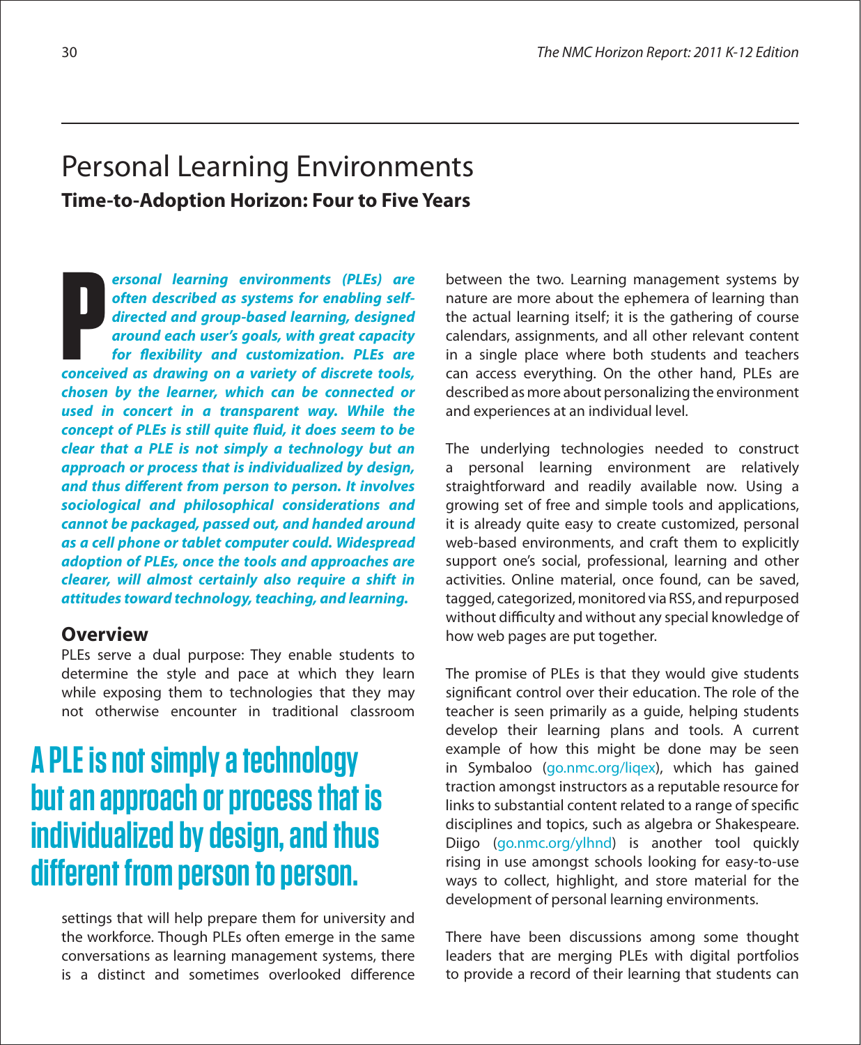# Personal Learning Environments

**Time-to-Adoption Horizon: Four to Five Years**

***Personal learning environments (PLEs) are often described as systems for enabling self-directed and group-based learning, designed around each user's goals, with great capacity for flexibility and customization. PLEs are conceived as drawing on a variety of discrete tools, chosen by the learner, which can be connected or used in concert in a transparent way. While the concept of PLEs is still quite fluid, it does seem to be clear that a PLE is not simply a technology but an approach or process that is individualized by design, and thus different from person to person. It involves sociological and philosophical considerations and cannot be packaged, passed out, and handed around as a cell phone or tablet computer could. Widespread adoption of PLEs, once the tools and approaches are clearer, will almost certainly also require a shift in attitudes toward technology, teaching, and learning.***

## Overview

PLEs serve a dual purpose: They enable students to determine the style and pace at which they learn while exposing them to technologies that they may not otherwise encounter in traditional classroom settings that will help prepare them for university and the workforce. Though PLEs often emerge in the same conversations as learning management systems, there is a distinct and sometimes overlooked difference between the two. Learning management systems by nature are more about the ephemera of learning than the actual learning itself; it is the gathering of course calendars, assignments, and all other relevant content in a single place where both students and teachers can access everything. On the other hand, PLEs are described as more about personalizing the environment and experiences at an individual level.

> **A PLE is not simply a technology but an approach or process that is individualized by design, and thus different from person to person.**

The underlying technologies needed to construct a personal learning environment are relatively straightforward and readily available now. Using a growing set of free and simple tools and applications, it is already quite easy to create customized, personal web-based environments, and craft them to explicitly support one's social, professional, learning and other activities. Online material, once found, can be saved, tagged, categorized, monitored via RSS, and repurposed without difficulty and without any special knowledge of how web pages are put together.

The promise of PLEs is that they would give students significant control over their education. The role of the teacher is seen primarily as a guide, helping students develop their learning plans and tools. A current example of how this might be done may be seen in Symbaloo (go.nmc.org/liqex), which has gained traction amongst instructors as a reputable resource for links to substantial content related to a range of specific disciplines and topics, such as algebra or Shakespeare. Diigo (go.nmc.org/ylhnd) is another tool quickly rising in use amongst schools looking for easy-to-use ways to collect, highlight, and store material for the development of personal learning environments.

There have been discussions among some thought leaders that are merging PLEs with digital portfolios to provide a record of their learning that students can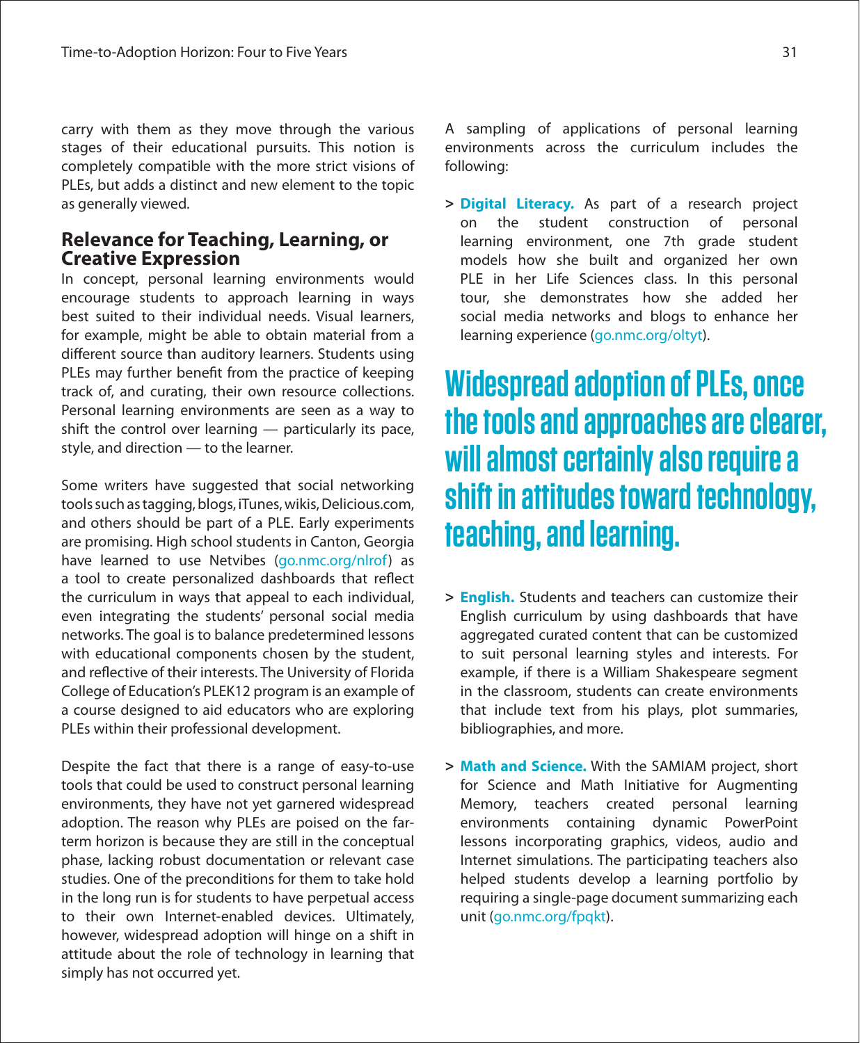carry with them as they move through the various stages of their educational pursuits. This notion is completely compatible with the more strict visions of PLEs, but adds a distinct and new element to the topic as generally viewed.

## Relevance for Teaching, Learning, or Creative Expression

In concept, personal learning environments would encourage students to approach learning in ways best suited to their individual needs. Visual learners, for example, might be able to obtain material from a different source than auditory learners. Students using PLEs may further benefit from the practice of keeping track of, and curating, their own resource collections. Personal learning environments are seen as a way to shift the control over learning — particularly its pace, style, and direction — to the learner.

Some writers have suggested that social networking tools such as tagging, blogs, iTunes, wikis, Delicious.com, and others should be part of a PLE. Early experiments are promising. High school students in Canton, Georgia have learned to use Netvibes (go.nmc.org/nlrof) as a tool to create personalized dashboards that reflect the curriculum in ways that appeal to each individual, even integrating the students' personal social media networks. The goal is to balance predetermined lessons with educational components chosen by the student, and reflective of their interests. The University of Florida College of Education's PLEK12 program is an example of a course designed to aid educators who are exploring PLEs within their professional development.

Despite the fact that there is a range of easy-to-use tools that could be used to construct personal learning environments, they have not yet garnered widespread adoption. The reason why PLEs are poised on the far-term horizon is because they are still in the conceptual phase, lacking robust documentation or relevant case studies. One of the preconditions for them to take hold in the long run is for students to have perpetual access to their own Internet-enabled devices. Ultimately, however, widespread adoption will hinge on a shift in attitude about the role of technology in learning that simply has not occurred yet.

A sampling of applications of personal learning environments across the curriculum includes the following:

- **Digital Literacy.** As part of a research project on the student construction of personal learning environment, one 7th grade student models how she built and organized her own PLE in her Life Sciences class. In this personal tour, she demonstrates how she added her social media networks and blogs to enhance her learning experience (go.nmc.org/oltyt).

**Widespread adoption of PLEs, once the tools and approaches are clearer, will almost certainly also require a shift in attitudes toward technology, teaching, and learning.**

- **English.** Students and teachers can customize their English curriculum by using dashboards that have aggregated curated content that can be customized to suit personal learning styles and interests. For example, if there is a William Shakespeare segment in the classroom, students can create environments that include text from his plays, plot summaries, bibliographies, and more.

- **Math and Science.** With the SAMIAM project, short for Science and Math Initiative for Augmenting Memory, teachers created personal learning environments containing dynamic PowerPoint lessons incorporating graphics, videos, audio and Internet simulations. The participating teachers also helped students develop a learning portfolio by requiring a single-page document summarizing each unit (go.nmc.org/fpqkt).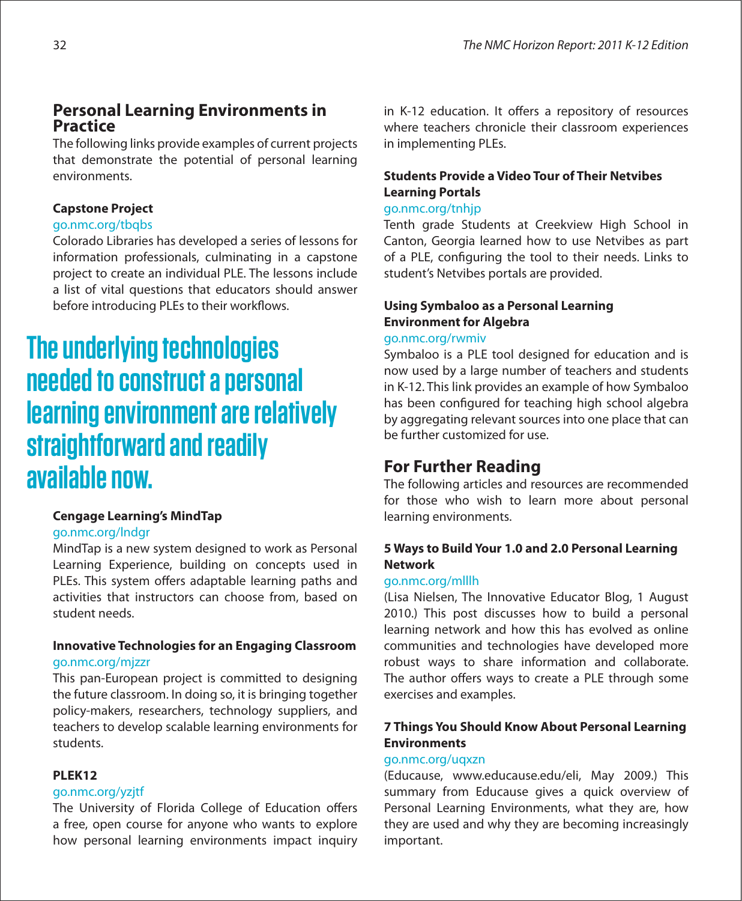## Personal Learning Environments in Practice

The following links provide examples of current projects that demonstrate the potential of personal learning environments.

**Capstone Project**

go.nmc.org/tbqbs

Colorado Libraries has developed a series of lessons for information professionals, culminating in a capstone project to create an individual PLE. The lessons include a list of vital questions that educators should answer before introducing PLEs to their workflows.

**The underlying technologies needed to construct a personal learning environment are relatively straightforward and readily available now.**

**Cengage Learning's MindTap**

go.nmc.org/lndgr

MindTap is a new system designed to work as Personal Learning Experience, building on concepts used in PLEs. This system offers adaptable learning paths and activities that instructors can choose from, based on student needs.

**Innovative Technologies for an Engaging Classroom**

go.nmc.org/mjzzr

This pan-European project is committed to designing the future classroom. In doing so, it is bringing together policy-makers, researchers, technology suppliers, and teachers to develop scalable learning environments for students.

**PLEK12**

go.nmc.org/yzjtf

The University of Florida College of Education offers a free, open course for anyone who wants to explore how personal learning environments impact inquiry in K-12 education. It offers a repository of resources where teachers chronicle their classroom experiences in implementing PLEs.

**Students Provide a Video Tour of Their Netvibes Learning Portals**

go.nmc.org/tnhjp

Tenth grade Students at Creekview High School in Canton, Georgia learned how to use Netvibes as part of a PLE, configuring the tool to their needs. Links to student's Netvibes portals are provided.

**Using Symbaloo as a Personal Learning Environment for Algebra**

go.nmc.org/rwmiv

Symbaloo is a PLE tool designed for education and is now used by a large number of teachers and students in K-12. This link provides an example of how Symbaloo has been configured for teaching high school algebra by aggregating relevant sources into one place that can be further customized for use.

## For Further Reading

The following articles and resources are recommended for those who wish to learn more about personal learning environments.

**5 Ways to Build Your 1.0 and 2.0 Personal Learning Network**

go.nmc.org/mlllh

(Lisa Nielsen, The Innovative Educator Blog, 1 August 2010.) This post discusses how to build a personal learning network and how this has evolved as online communities and technologies have developed more robust ways to share information and collaborate. The author offers ways to create a PLE through some exercises and examples.

**7 Things You Should Know About Personal Learning Environments**

go.nmc.org/uqxzn

(Educause, www.educause.edu/eli, May 2009.) This summary from Educause gives a quick overview of Personal Learning Environments, what they are, how they are used and why they are becoming increasingly important.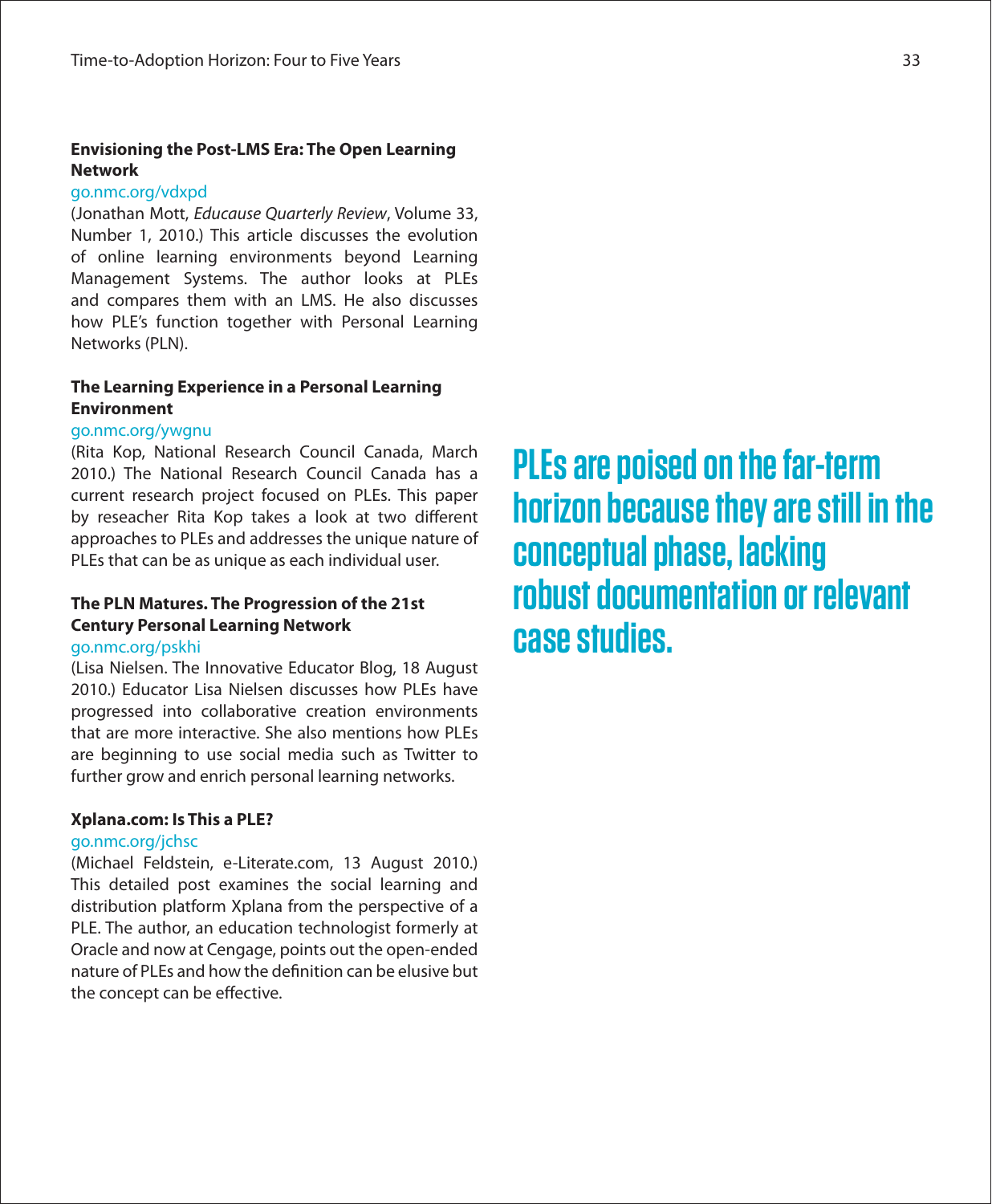**Envisioning the Post-LMS Era: The Open Learning Network**

go.nmc.org/vdxpd

(Jonathan Mott, *Educause Quarterly Review*, Volume 33, Number 1, 2010.) This article discusses the evolution of online learning environments beyond Learning Management Systems. The author looks at PLEs and compares them with an LMS. He also discusses how PLE's function together with Personal Learning Networks (PLN).

**The Learning Experience in a Personal Learning Environment**

go.nmc.org/ywgnu

(Rita Kop, National Research Council Canada, March 2010.) The National Research Council Canada has a current research project focused on PLEs. This paper by reseacher Rita Kop takes a look at two different approaches to PLEs and addresses the unique nature of PLEs that can be as unique as each individual user.

**The PLN Matures. The Progression of the 21st Century Personal Learning Network**

go.nmc.org/pskhi

(Lisa Nielsen. The Innovative Educator Blog, 18 August 2010.) Educator Lisa Nielsen discusses how PLEs have progressed into collaborative creation environments that are more interactive. She also mentions how PLEs are beginning to use social media such as Twitter to further grow and enrich personal learning networks.

**Xplana.com: Is This a PLE?**

go.nmc.org/jchsc

(Michael Feldstein, e-Literate.com, 13 August 2010.) This detailed post examines the social learning and distribution platform Xplana from the perspective of a PLE. The author, an education technologist formerly at Oracle and now at Cengage, points out the open-ended nature of PLEs and how the definition can be elusive but the concept can be effective.

**PLEs are poised on the far-term horizon because they are still in the conceptual phase, lacking robust documentation or relevant case studies.**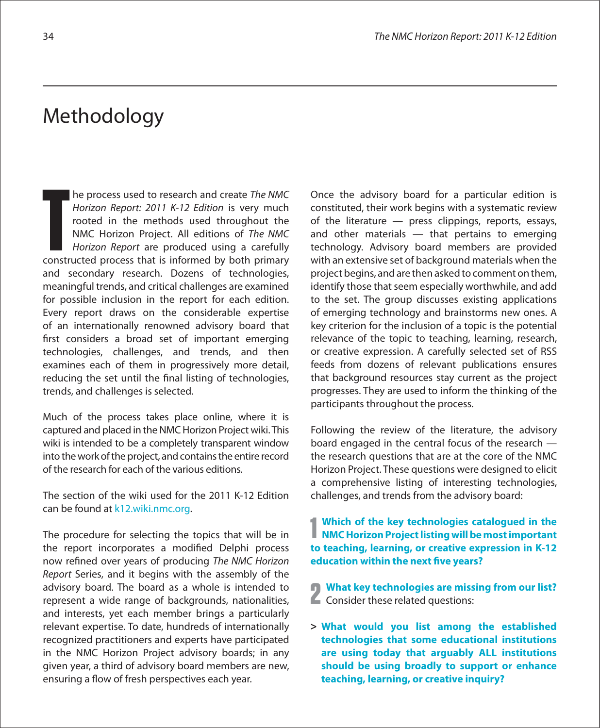# Methodology

The process used to research and create *The NMC Horizon Report: 2011 K-12 Edition* is very much rooted in the methods used throughout the NMC Horizon Project. All editions of *The NMC Horizon Report* are produced using a carefully constructed process that is informed by both primary and secondary research. Dozens of technologies, meaningful trends, and critical challenges are examined for possible inclusion in the report for each edition. Every report draws on the considerable expertise of an internationally renowned advisory board that first considers a broad set of important emerging technologies, challenges, and trends, and then examines each of them in progressively more detail, reducing the set until the final listing of technologies, trends, and challenges is selected.

Much of the process takes place online, where it is captured and placed in the NMC Horizon Project wiki. This wiki is intended to be a completely transparent window into the work of the project, and contains the entire record of the research for each of the various editions.

The section of the wiki used for the 2011 K-12 Edition can be found at k12.wiki.nmc.org.

The procedure for selecting the topics that will be in the report incorporates a modified Delphi process now refined over years of producing *The NMC Horizon Report* Series, and it begins with the assembly of the advisory board. The board as a whole is intended to represent a wide range of backgrounds, nationalities, and interests, yet each member brings a particularly relevant expertise. To date, hundreds of internationally recognized practitioners and experts have participated in the NMC Horizon Project advisory boards; in any given year, a third of advisory board members are new, ensuring a flow of fresh perspectives each year.

Once the advisory board for a particular edition is constituted, their work begins with a systematic review of the literature — press clippings, reports, essays, and other materials — that pertains to emerging technology. Advisory board members are provided with an extensive set of background materials when the project begins, and are then asked to comment on them, identify those that seem especially worthwhile, and add to the set. The group discusses existing applications of emerging technology and brainstorms new ones. A key criterion for the inclusion of a topic is the potential relevance of the topic to teaching, learning, research, or creative expression. A carefully selected set of RSS feeds from dozens of relevant publications ensures that background resources stay current as the project progresses. They are used to inform the thinking of the participants throughout the process.

Following the review of the literature, the advisory board engaged in the central focus of the research — the research questions that are at the core of the NMC Horizon Project. These questions were designed to elicit a comprehensive listing of interesting technologies, challenges, and trends from the advisory board:

**1 Which of the key technologies catalogued in the NMC Horizon Project listing will be most important to teaching, learning, or creative expression in K-12 education within the next five years?**

**2 What key technologies are missing from our list?** Consider these related questions:

> **What would you list among the established technologies that some educational institutions are using today that arguably ALL institutions should be using broadly to support or enhance teaching, learning, or creative inquiry?**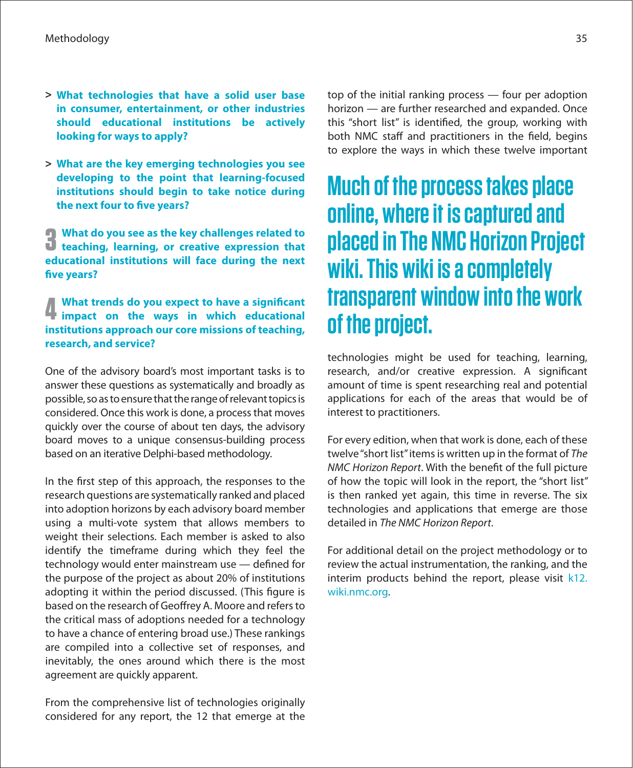> **What technologies that have a solid user base in consumer, entertainment, or other industries should educational institutions be actively looking for ways to apply?**

> **What are the key emerging technologies you see developing to the point that learning-focused institutions should begin to take notice during the next four to five years?**

**3 What do you see as the key challenges related to teaching, learning, or creative expression that educational institutions will face during the next five years?**

**4 What trends do you expect to have a significant impact on the ways in which educational institutions approach our core missions of teaching, research, and service?**

One of the advisory board's most important tasks is to answer these questions as systematically and broadly as possible, so as to ensure that the range of relevant topics is considered. Once this work is done, a process that moves quickly over the course of about ten days, the advisory board moves to a unique consensus-building process based on an iterative Delphi-based methodology.

In the first step of this approach, the responses to the research questions are systematically ranked and placed into adoption horizons by each advisory board member using a multi-vote system that allows members to weight their selections. Each member is asked to also identify the timeframe during which they feel the technology would enter mainstream use — defined for the purpose of the project as about 20% of institutions adopting it within the period discussed. (This figure is based on the research of Geoffrey A. Moore and refers to the critical mass of adoptions needed for a technology to have a chance of entering broad use.) These rankings are compiled into a collective set of responses, and inevitably, the ones around which there is the most agreement are quickly apparent.

From the comprehensive list of technologies originally considered for any report, the 12 that emerge at the top of the initial ranking process — four per adoption horizon — are further researched and expanded. Once this "short list" is identified, the group, working with both NMC staff and practitioners in the field, begins to explore the ways in which these twelve important technologies might be used for teaching, learning, research, and/or creative expression. A significant amount of time is spent researching real and potential applications for each of the areas that would be of interest to practitioners.

## Much of the process takes place online, where it is captured and placed in The NMC Horizon Project wiki. This wiki is a completely transparent window into the work of the project.

For every edition, when that work is done, each of these twelve "short list" items is written up in the format of *The NMC Horizon Report*. With the benefit of the full picture of how the topic will look in the report, the "short list" is then ranked yet again, this time in reverse. The six technologies and applications that emerge are those detailed in *The NMC Horizon Report*.

For additional detail on the project methodology or to review the actual instrumentation, the ranking, and the interim products behind the report, please visit k12.wiki.nmc.org.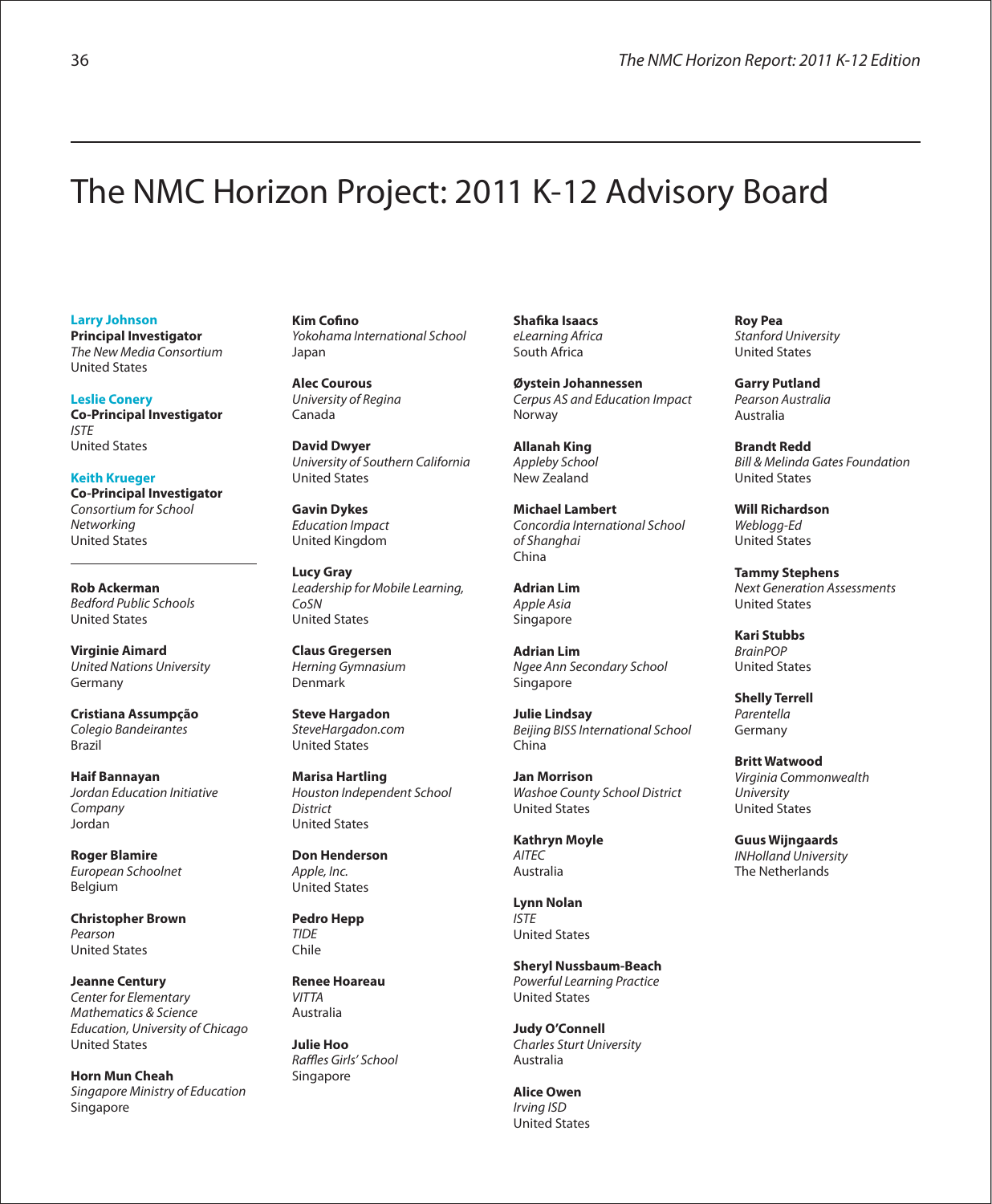# The NMC Horizon Project: 2011 K-12 Advisory Board

**Larry Johnson**
**Principal Investigator**
*The New Media Consortium*
United States

**Leslie Conery**
**Co-Principal Investigator**
*ISTE*
United States

**Keith Krueger**
**Co-Principal Investigator**
*Consortium for School Networking*
United States

---

**Rob Ackerman**
*Bedford Public Schools*
United States

**Virginie Aimard**
*United Nations University*
Germany

**Cristiana Assumpção**
*Colegio Bandeirantes*
Brazil

**Haif Bannayan**
*Jordan Education Initiative Company*
Jordan

**Roger Blamire**
*European Schoolnet*
Belgium

**Christopher Brown**
*Pearson*
United States

**Jeanne Century**
*Center for Elementary Mathematics & Science Education, University of Chicago*
United States

**Horn Mun Cheah**
*Singapore Ministry of Education*
Singapore

**Kim Cofino**
*Yokohama International School*
Japan

**Alec Courous**
*University of Regina*
Canada

**David Dwyer**
*University of Southern California*
United States

**Gavin Dykes**
*Education Impact*
United Kingdom

**Lucy Gray**
*Leadership for Mobile Learning, CoSN*
United States

**Claus Gregersen**
*Herning Gymnasium*
Denmark

**Steve Hargadon**
*SteveHargadon.com*
United States

**Marisa Hartling**
*Houston Independent School District*
United States

**Don Henderson**
*Apple, Inc.*
United States

**Pedro Hepp**
*TIDE*
Chile

**Renee Hoareau**
*VITTA*
Australia

**Julie Hoo**
*Raffles Girls' School*
Singapore

**Shafika Isaacs**
*eLearning Africa*
South Africa

**Øystein Johannessen**
*Cerpus AS and Education Impact*
Norway

**Allanah King**
*Appleby School*
New Zealand

**Michael Lambert**
*Concordia International School of Shanghai*
China

**Adrian Lim**
*Apple Asia*
Singapore

**Adrian Lim**
*Ngee Ann Secondary School*
Singapore

**Julie Lindsay**
*Beijing BISS International School*
China

**Jan Morrison**
*Washoe County School District*
United States

**Kathryn Moyle**
*AITEC*
Australia

**Lynn Nolan**
*ISTE*
United States

**Sheryl Nussbaum-Beach**
*Powerful Learning Practice*
United States

**Judy O'Connell**
*Charles Sturt University*
Australia

**Alice Owen**
*Irving ISD*
United States

**Roy Pea**
*Stanford University*
United States

**Garry Putland**
*Pearson Australia*
Australia

**Brandt Redd**
*Bill & Melinda Gates Foundation*
United States

**Will Richardson**
*Weblogg-Ed*
United States

**Tammy Stephens**
*Next Generation Assessments*
United States

**Kari Stubbs**
*BrainPOP*
United States

**Shelly Terrell**
*Parentella*
Germany

**Britt Watwood**
*Virginia Commonwealth University*
United States

**Guus Wijngaards**
*INHolland University*
The Netherlands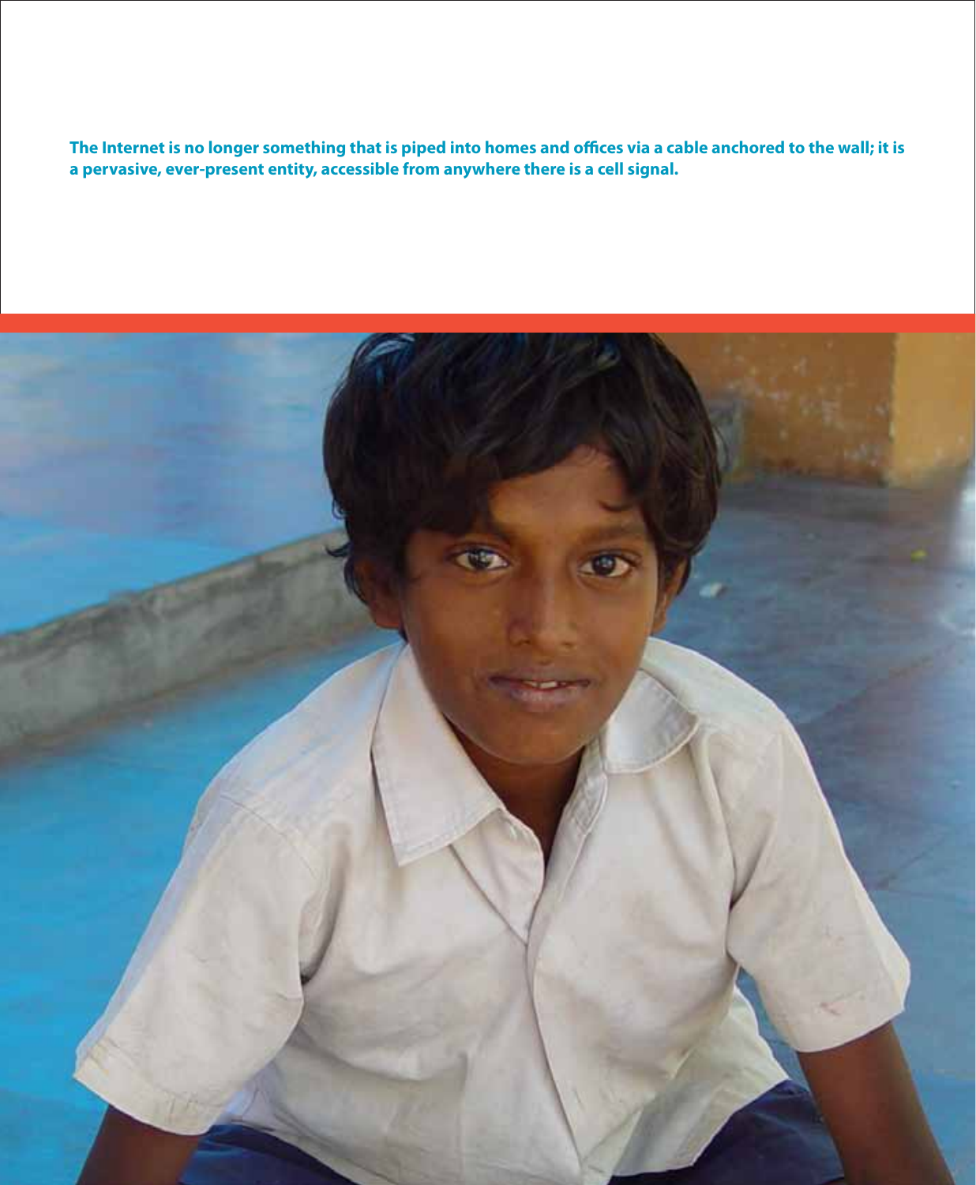**The Internet is no longer something that is piped into homes and offices via a cable anchored to the wall; it is a pervasive, ever-present entity, accessible from anywhere there is a cell signal.**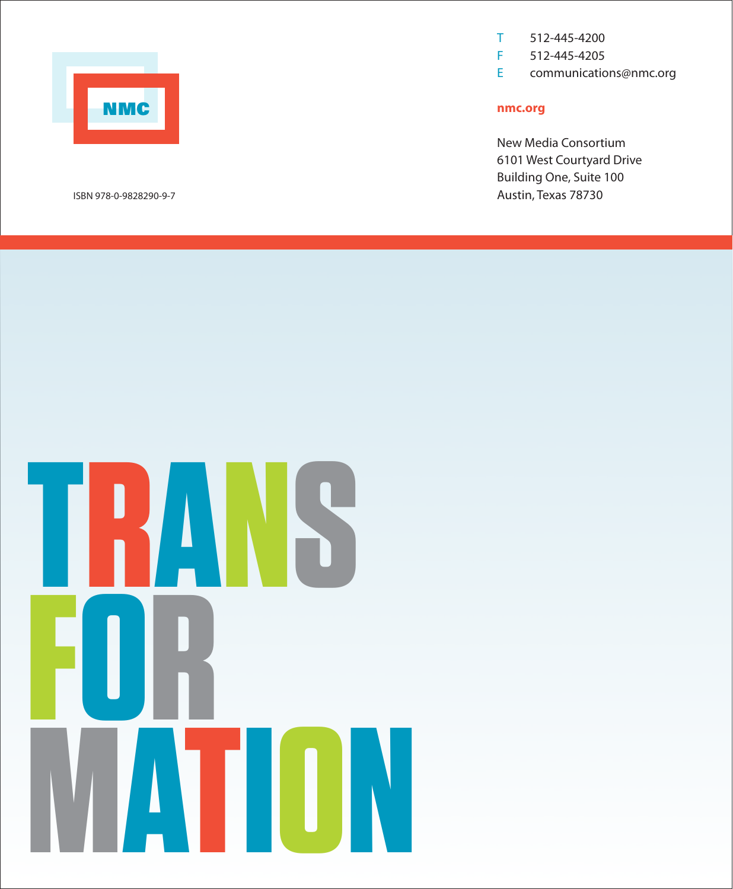NMC

ISBN 978-0-9828290-9-7

T 512-445-4200
F 512-445-4205
E communications@nmc.org

**nmc.org**

New Media Consortium
6101 West Courtyard Drive
Building One, Suite 100
Austin, Texas 78730

# TRANS FOR MATION